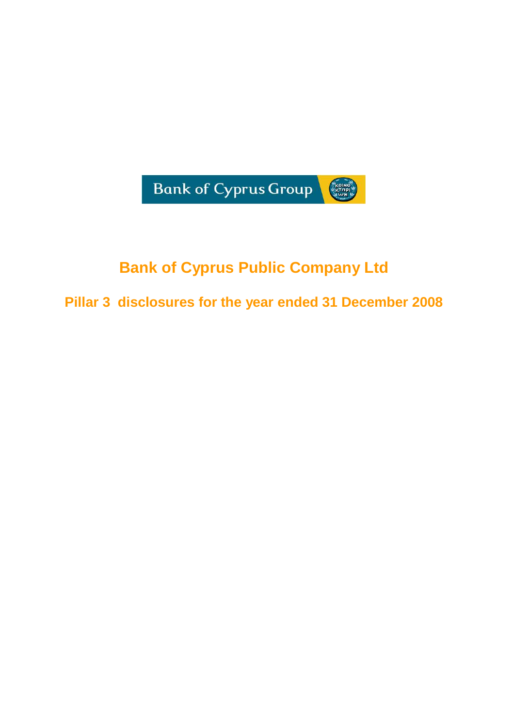Bank of Cyprus Group

# Bank of Cyprus Public Company Ltd

## Pillar 3 disclosures for the year ended 31 December 2008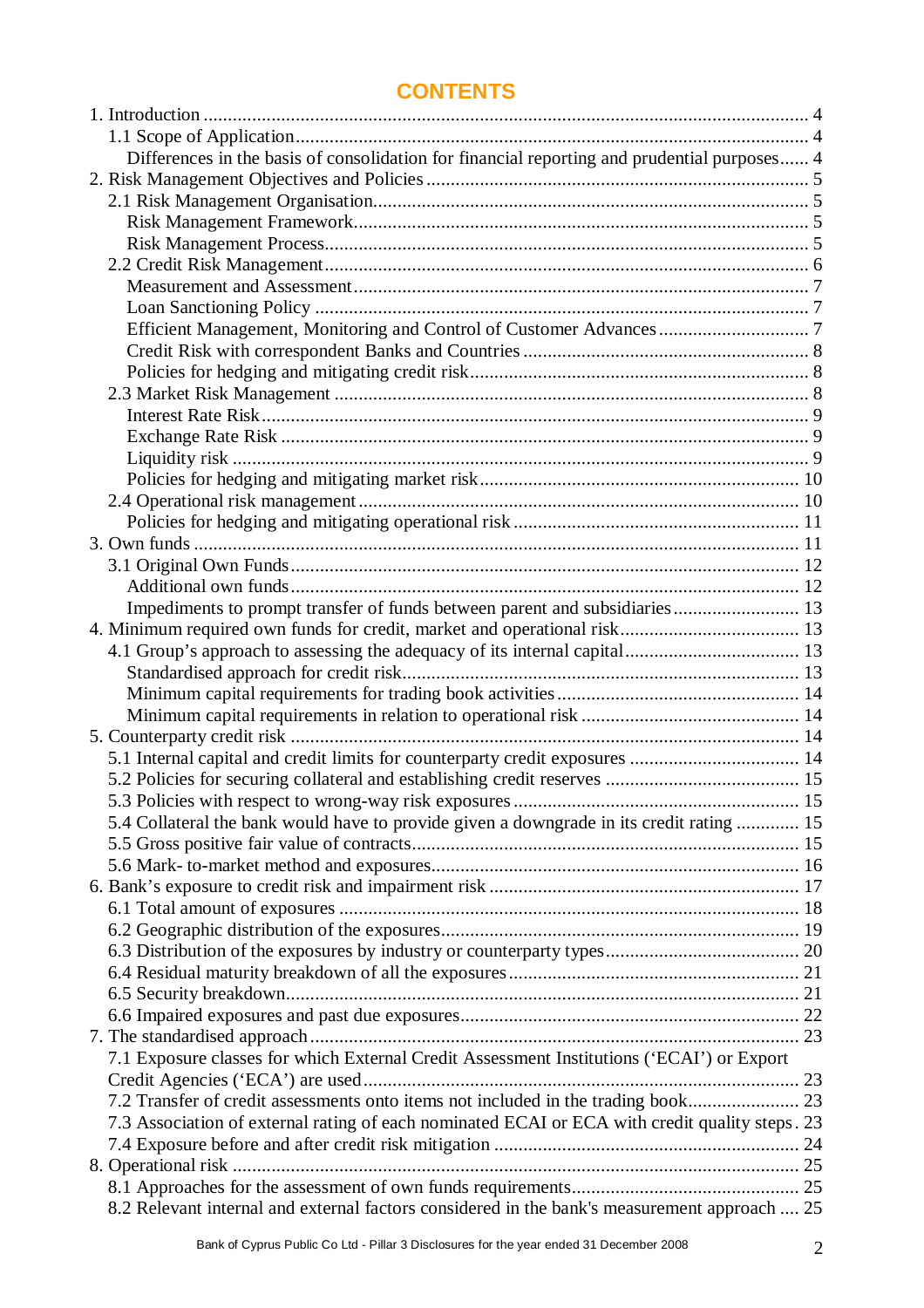# CONTENTS

1. Introduction ... 4
   - 1.1 Scope of Application ... 4
     - Differences in the basis of consolidation for financial reporting and prudential purposes ... 4
2. Risk Management Objectives and Policies ... 5
   - 2.1 Risk Management Organisation ... 5
     - Risk Management Framework ... 5
     - Risk Management Process ... 5
   - 2.2 Credit Risk Management ... 6
     - Measurement and Assessment ... 7
     - Loan Sanctioning Policy ... 7
     - Efficient Management, Monitoring and Control of Customer Advances ... 7
     - Credit Risk with correspondent Banks and Countries ... 8
     - Policies for hedging and mitigating credit risk ... 8
   - 2.3 Market Risk Management ... 8
     - Interest Rate Risk ... 9
     - Exchange Rate Risk ... 9
     - Liquidity risk ... 9
     - Policies for hedging and mitigating market risk ... 10
   - 2.4 Operational risk management ... 10
     - Policies for hedging and mitigating operational risk ... 11
3. Own funds ... 11
   - 3.1 Original Own Funds ... 12
     - Additional own funds ... 12
     - Impediments to prompt transfer of funds between parent and subsidiaries ... 13
4. Minimum required own funds for credit, market and operational risk ... 13
   - 4.1 Group's approach to assessing the adequacy of its internal capital ... 13
     - Standardised approach for credit risk ... 13
     - Minimum capital requirements for trading book activities ... 14
     - Minimum capital requirements in relation to operational risk ... 14
5. Counterparty credit risk ... 14
   - 5.1 Internal capital and credit limits for counterparty credit exposures ... 14
   - 5.2 Policies for securing collateral and establishing credit reserves ... 15
   - 5.3 Policies with respect to wrong-way risk exposures ... 15
   - 5.4 Collateral the bank would have to provide given a downgrade in its credit rating ... 15
   - 5.5 Gross positive fair value of contracts ... 15
   - 5.6 Mark- to-market method and exposures ... 16
6. Bank's exposure to credit risk and impairment risk ... 17
   - 6.1 Total amount of exposures ... 18
   - 6.2 Geographic distribution of the exposures ... 19
   - 6.3 Distribution of the exposures by industry or counterparty types ... 20
   - 6.4 Residual maturity breakdown of all the exposures ... 21
   - 6.5 Security breakdown ... 21
   - 6.6 Impaired exposures and past due exposures ... 22
7. The standardised approach ... 23
   - 7.1 Exposure classes for which External Credit Assessment Institutions ('ECAI') or Export Credit Agencies ('ECA') are used ... 23
   - 7.2 Transfer of credit assessments onto items not included in the trading book ... 23
   - 7.3 Association of external rating of each nominated ECAI or ECA with credit quality steps ... 23
   - 7.4 Exposure before and after credit risk mitigation ... 24
8. Operational risk ... 25
   - 8.1 Approaches for the assessment of own funds requirements ... 25
   - 8.2 Relevant internal and external factors considered in the bank's measurement approach ... 25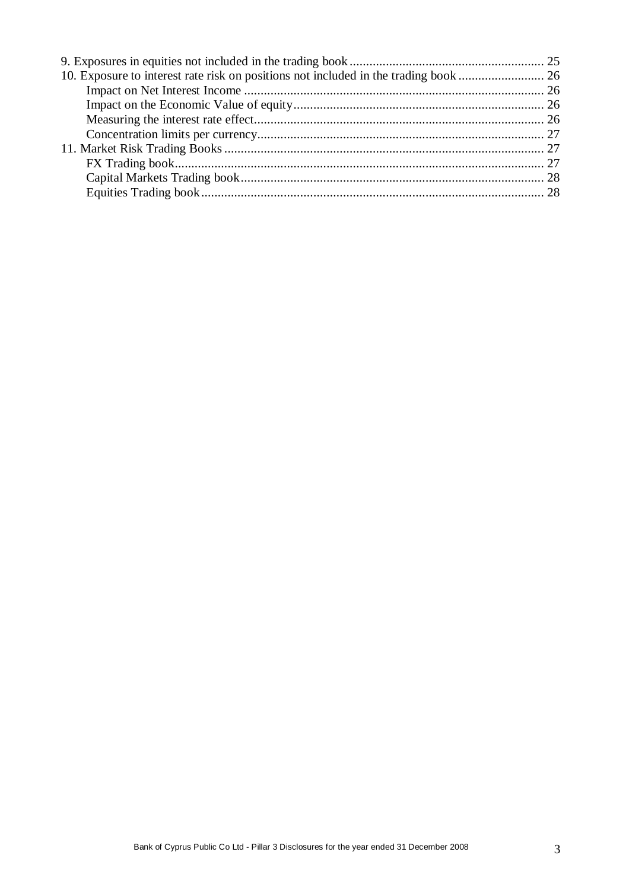9. Exposures in equities not included in the trading book ........................................................... 25
10. Exposure to interest rate risk on positions not included in the trading book .......................... 26
    - Impact on Net Interest Income ........................................................................................... 26
    - Impact on the Economic Value of equity ............................................................................ 26
    - Measuring the interest rate effect........................................................................................ 26
    - Concentration limits per currency....................................................................................... 27
11. Market Risk Trading Books ................................................................................................. 27
    - FX Trading book................................................................................................................ 27
    - Capital Markets Trading book ............................................................................................ 28
    - Equities Trading book........................................................................................................ 28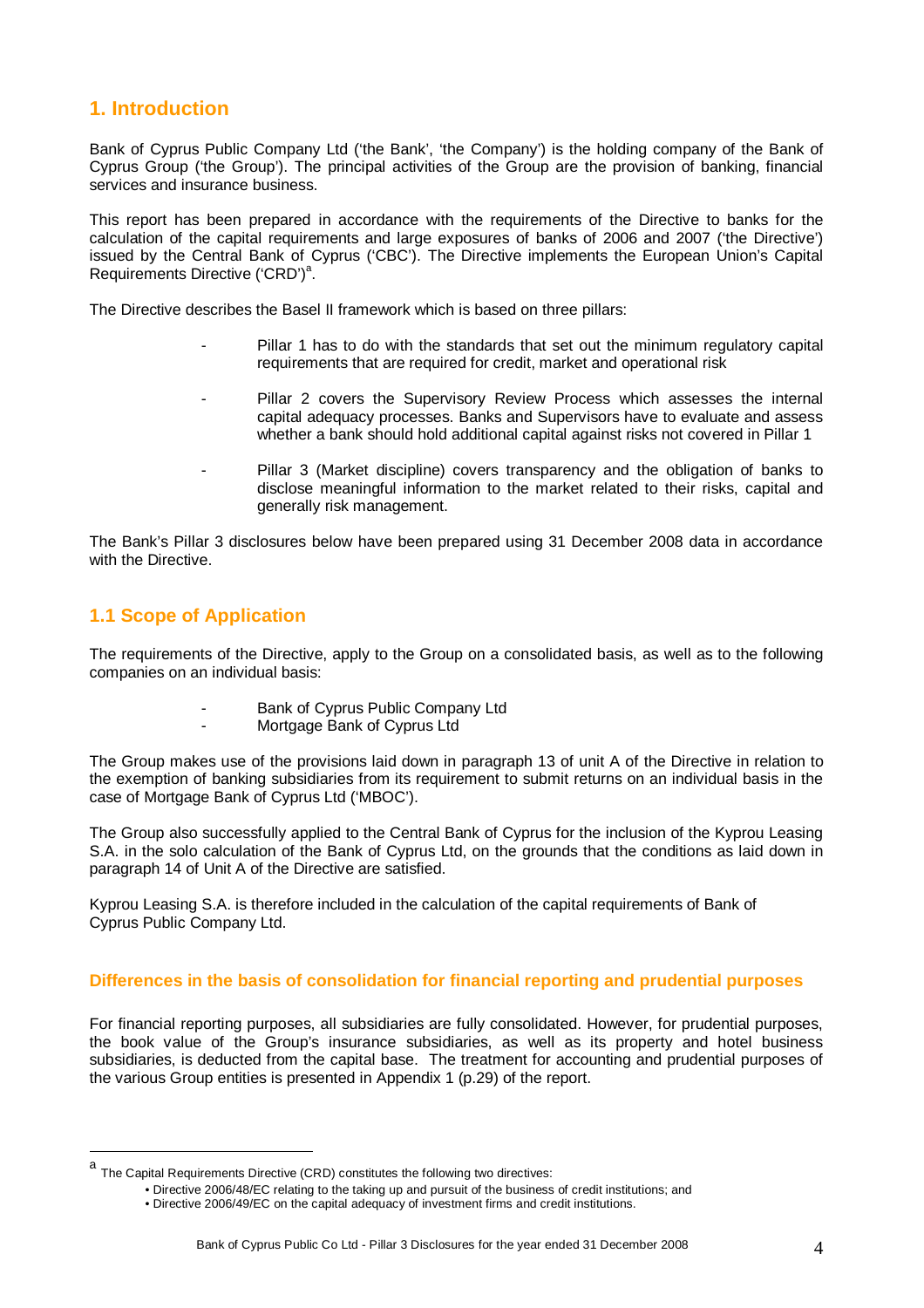# 1. Introduction

Bank of Cyprus Public Company Ltd ('the Bank', 'the Company') is the holding company of the Bank of Cyprus Group ('the Group'). The principal activities of the Group are the provision of banking, financial services and insurance business.

This report has been prepared in accordance with the requirements of the Directive to banks for the calculation of the capital requirements and large exposures of banks of 2006 and 2007 ('the Directive') issued by the Central Bank of Cyprus ('CBC'). The Directive implements the European Union's Capital Requirements Directive ('CRD')[a].

The Directive describes the Basel II framework which is based on three pillars:

- Pillar 1 has to do with the standards that set out the minimum regulatory capital requirements that are required for credit, market and operational risk
- Pillar 2 covers the Supervisory Review Process which assesses the internal capital adequacy processes. Banks and Supervisors have to evaluate and assess whether a bank should hold additional capital against risks not covered in Pillar 1
- Pillar 3 (Market discipline) covers transparency and the obligation of banks to disclose meaningful information to the market related to their risks, capital and generally risk management.

The Bank's Pillar 3 disclosures below have been prepared using 31 December 2008 data in accordance with the Directive.

## 1.1 Scope of Application

The requirements of the Directive, apply to the Group on a consolidated basis, as well as to the following companies on an individual basis:

- Bank of Cyprus Public Company Ltd
- Mortgage Bank of Cyprus Ltd

The Group makes use of the provisions laid down in paragraph 13 of unit A of the Directive in relation to the exemption of banking subsidiaries from its requirement to submit returns on an individual basis in the case of Mortgage Bank of Cyprus Ltd ('MBOC').

The Group also successfully applied to the Central Bank of Cyprus for the inclusion of the Kyprou Leasing S.A. in the solo calculation of the Bank of Cyprus Ltd, on the grounds that the conditions as laid down in paragraph 14 of Unit A of the Directive are satisfied.

Kyprou Leasing S.A. is therefore included in the calculation of the capital requirements of Bank of Cyprus Public Company Ltd.

### Differences in the basis of consolidation for financial reporting and prudential purposes

For financial reporting purposes, all subsidiaries are fully consolidated. However, for prudential purposes, the book value of the Group's insurance subsidiaries, as well as its property and hotel business subsidiaries, is deducted from the capital base. The treatment for accounting and prudential purposes of the various Group entities is presented in Appendix 1 (p.29) of the report.

---

[a] The Capital Requirements Directive (CRD) constitutes the following two directives:

- Directive 2006/48/EC relating to the taking up and pursuit of the business of credit institutions; and
- Directive 2006/49/EC on the capital adequacy of investment firms and credit institutions.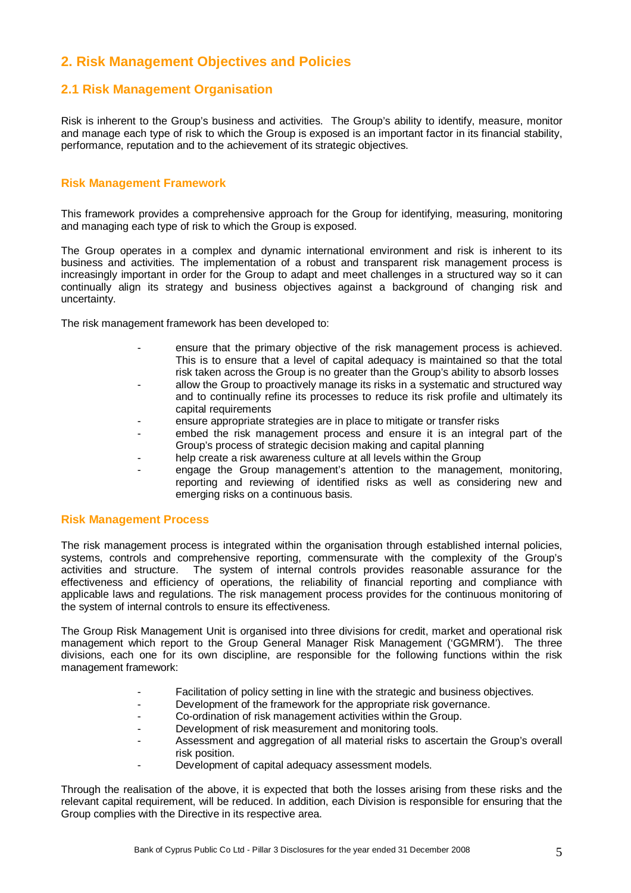# 2. Risk Management Objectives and Policies

## 2.1 Risk Management Organisation

Risk is inherent to the Group's business and activities. The Group's ability to identify, measure, monitor and manage each type of risk to which the Group is exposed is an important factor in its financial stability, performance, reputation and to the achievement of its strategic objectives.

### Risk Management Framework

This framework provides a comprehensive approach for the Group for identifying, measuring, monitoring and managing each type of risk to which the Group is exposed.

The Group operates in a complex and dynamic international environment and risk is inherent to its business and activities. The implementation of a robust and transparent risk management process is increasingly important in order for the Group to adapt and meet challenges in a structured way so it can continually align its strategy and business objectives against a background of changing risk and uncertainty.

The risk management framework has been developed to:

- ensure that the primary objective of the risk management process is achieved. This is to ensure that a level of capital adequacy is maintained so that the total risk taken across the Group is no greater than the Group's ability to absorb losses
- allow the Group to proactively manage its risks in a systematic and structured way and to continually refine its processes to reduce its risk profile and ultimately its capital requirements
- ensure appropriate strategies are in place to mitigate or transfer risks
- embed the risk management process and ensure it is an integral part of the Group's process of strategic decision making and capital planning
- help create a risk awareness culture at all levels within the Group
- engage the Group management's attention to the management, monitoring, reporting and reviewing of identified risks as well as considering new and emerging risks on a continuous basis.

### Risk Management Process

The risk management process is integrated within the organisation through established internal policies, systems, controls and comprehensive reporting, commensurate with the complexity of the Group's activities and structure. The system of internal controls provides reasonable assurance for the effectiveness and efficiency of operations, the reliability of financial reporting and compliance with applicable laws and regulations. The risk management process provides for the continuous monitoring of the system of internal controls to ensure its effectiveness.

The Group Risk Management Unit is organised into three divisions for credit, market and operational risk management which report to the Group General Manager Risk Management ('GGMRM'). The three divisions, each one for its own discipline, are responsible for the following functions within the risk management framework:

- Facilitation of policy setting in line with the strategic and business objectives.
- Development of the framework for the appropriate risk governance.
- Co-ordination of risk management activities within the Group.
- Development of risk measurement and monitoring tools.
- Assessment and aggregation of all material risks to ascertain the Group's overall risk position.
- Development of capital adequacy assessment models.

Through the realisation of the above, it is expected that both the losses arising from these risks and the relevant capital requirement, will be reduced. In addition, each Division is responsible for ensuring that the Group complies with the Directive in its respective area.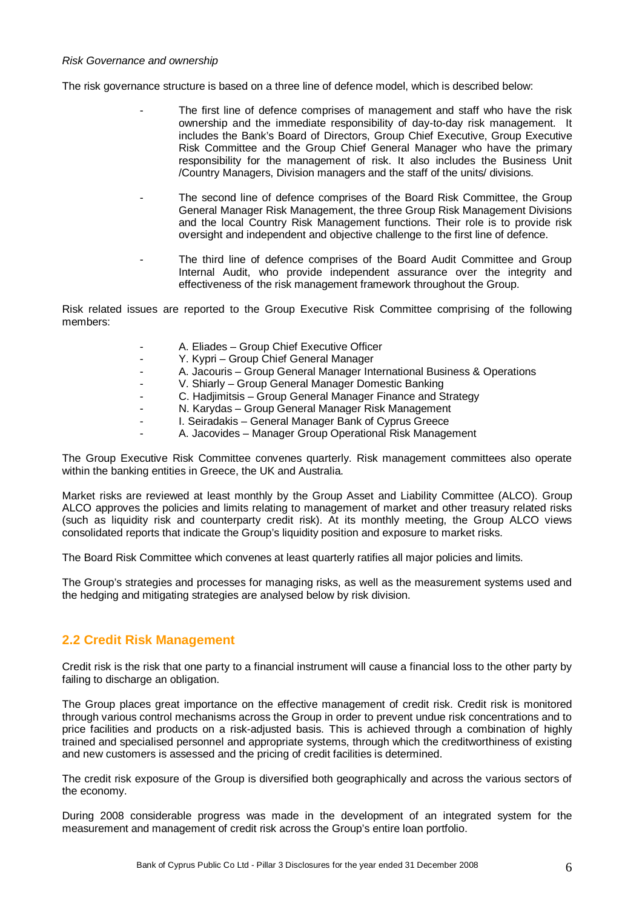*Risk Governance and ownership*

The risk governance structure is based on a three line of defence model, which is described below:

- The first line of defence comprises of management and staff who have the risk ownership and the immediate responsibility of day-to-day risk management. It includes the Bank's Board of Directors, Group Chief Executive, Group Executive Risk Committee and the Group Chief General Manager who have the primary responsibility for the management of risk. It also includes the Business Unit /Country Managers, Division managers and the staff of the units/ divisions.

- The second line of defence comprises of the Board Risk Committee, the Group General Manager Risk Management, the three Group Risk Management Divisions and the local Country Risk Management functions. Their role is to provide risk oversight and independent and objective challenge to the first line of defence.

- The third line of defence comprises of the Board Audit Committee and Group Internal Audit, who provide independent assurance over the integrity and effectiveness of the risk management framework throughout the Group.

Risk related issues are reported to the Group Executive Risk Committee comprising of the following members:

- A. Eliades – Group Chief Executive Officer
- Y. Kypri – Group Chief General Manager
- A. Jacouris – Group General Manager International Business & Operations
- V. Shiarly – Group General Manager Domestic Banking
- C. Hadjimitsis – Group General Manager Finance and Strategy
- N. Karydas – Group General Manager Risk Management
- I. Seiradakis – General Manager Bank of Cyprus Greece
- A. Jacovides – Manager Group Operational Risk Management

The Group Executive Risk Committee convenes quarterly. Risk management committees also operate within the banking entities in Greece, the UK and Australia.

Market risks are reviewed at least monthly by the Group Asset and Liability Committee (ALCO). Group ALCO approves the policies and limits relating to management of market and other treasury related risks (such as liquidity risk and counterparty credit risk). At its monthly meeting, the Group ALCO views consolidated reports that indicate the Group's liquidity position and exposure to market risks.

The Board Risk Committee which convenes at least quarterly ratifies all major policies and limits.

The Group's strategies and processes for managing risks, as well as the measurement systems used and the hedging and mitigating strategies are analysed below by risk division.

## 2.2 Credit Risk Management

Credit risk is the risk that one party to a financial instrument will cause a financial loss to the other party by failing to discharge an obligation.

The Group places great importance on the effective management of credit risk. Credit risk is monitored through various control mechanisms across the Group in order to prevent undue risk concentrations and to price facilities and products on a risk-adjusted basis. This is achieved through a combination of highly trained and specialised personnel and appropriate systems, through which the creditworthiness of existing and new customers is assessed and the pricing of credit facilities is determined.

The credit risk exposure of the Group is diversified both geographically and across the various sectors of the economy.

During 2008 considerable progress was made in the development of an integrated system for the measurement and management of credit risk across the Group's entire loan portfolio.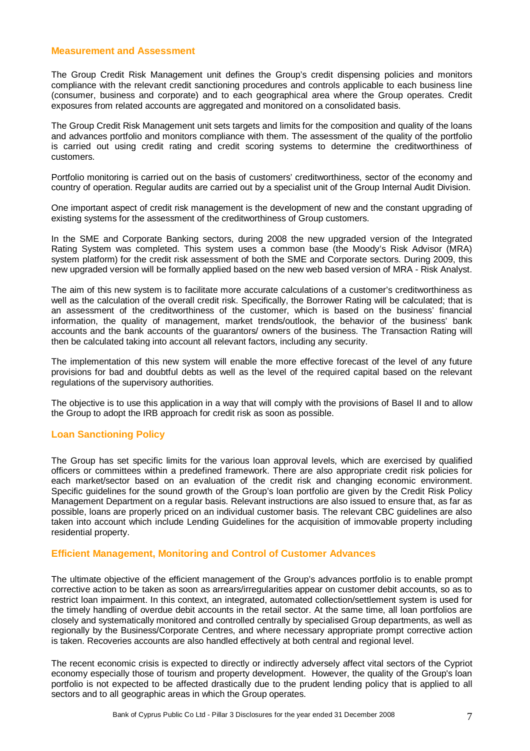## Measurement and Assessment

The Group Credit Risk Management unit defines the Group's credit dispensing policies and monitors compliance with the relevant credit sanctioning procedures and controls applicable to each business line (consumer, business and corporate) and to each geographical area where the Group operates. Credit exposures from related accounts are aggregated and monitored on a consolidated basis.

The Group Credit Risk Management unit sets targets and limits for the composition and quality of the loans and advances portfolio and monitors compliance with them. The assessment of the quality of the portfolio is carried out using credit rating and credit scoring systems to determine the creditworthiness of customers.

Portfolio monitoring is carried out on the basis of customers' creditworthiness, sector of the economy and country of operation. Regular audits are carried out by a specialist unit of the Group Internal Audit Division.

One important aspect of credit risk management is the development of new and the constant upgrading of existing systems for the assessment of the creditworthiness of Group customers.

In the SME and Corporate Banking sectors, during 2008 the new upgraded version of the Integrated Rating System was completed. This system uses a common base (the Moody's Risk Advisor (MRA) system platform) for the credit risk assessment of both the SME and Corporate sectors. During 2009, this new upgraded version will be formally applied based on the new web based version of MRA - Risk Analyst.

The aim of this new system is to facilitate more accurate calculations of a customer's creditworthiness as well as the calculation of the overall credit risk. Specifically, the Borrower Rating will be calculated; that is an assessment of the creditworthiness of the customer, which is based on the business' financial information, the quality of management, market trends/outlook, the behavior of the business' bank accounts and the bank accounts of the guarantors/ owners of the business. The Transaction Rating will then be calculated taking into account all relevant factors, including any security.

The implementation of this new system will enable the more effective forecast of the level of any future provisions for bad and doubtful debts as well as the level of the required capital based on the relevant regulations of the supervisory authorities.

The objective is to use this application in a way that will comply with the provisions of Basel II and to allow the Group to adopt the IRB approach for credit risk as soon as possible.

## Loan Sanctioning Policy

The Group has set specific limits for the various loan approval levels, which are exercised by qualified officers or committees within a predefined framework. There are also appropriate credit risk policies for each market/sector based on an evaluation of the credit risk and changing economic environment. Specific guidelines for the sound growth of the Group's loan portfolio are given by the Credit Risk Policy Management Department on a regular basis. Relevant instructions are also issued to ensure that, as far as possible, loans are properly priced on an individual customer basis. The relevant CBC guidelines are also taken into account which include Lending Guidelines for the acquisition of immovable property including residential property.

## Efficient Management, Monitoring and Control of Customer Advances

The ultimate objective of the efficient management of the Group's advances portfolio is to enable prompt corrective action to be taken as soon as arrears/irregularities appear on customer debit accounts, so as to restrict loan impairment. In this context, an integrated, automated collection/settlement system is used for the timely handling of overdue debit accounts in the retail sector. At the same time, all loan portfolios are closely and systematically monitored and controlled centrally by specialised Group departments, as well as regionally by the Business/Corporate Centres, and where necessary appropriate prompt corrective action is taken. Recoveries accounts are also handled effectively at both central and regional level.

The recent economic crisis is expected to directly or indirectly adversely affect vital sectors of the Cypriot economy especially those of tourism and property development. However, the quality of the Group's loan portfolio is not expected to be affected drastically due to the prudent lending policy that is applied to all sectors and to all geographic areas in which the Group operates.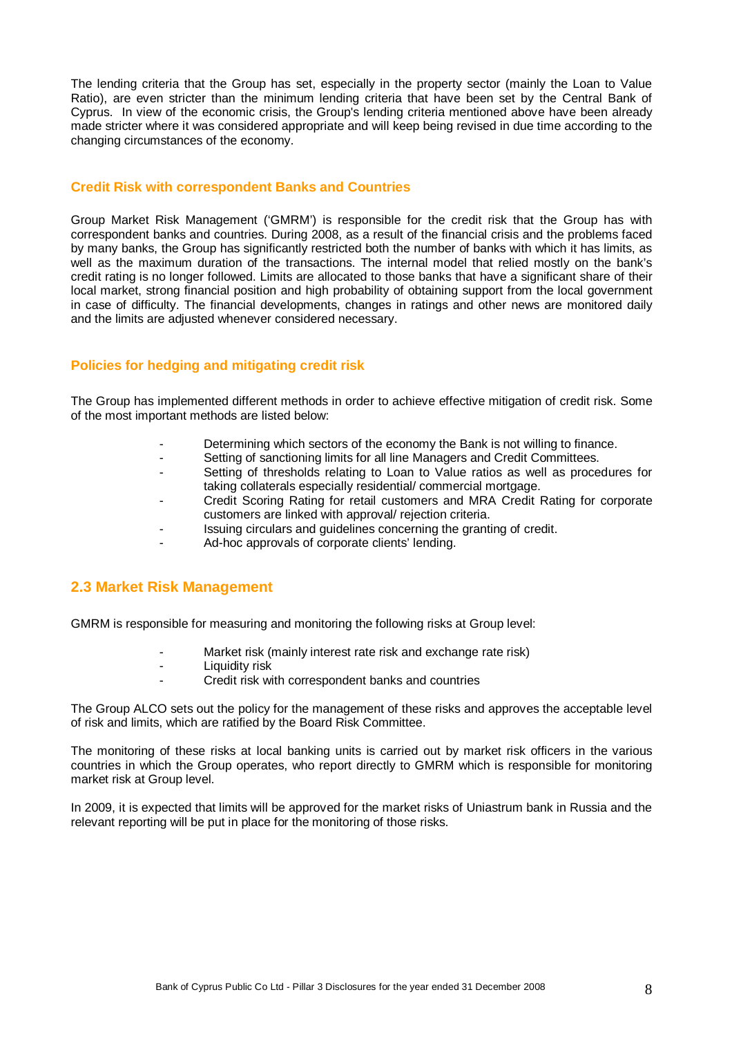The lending criteria that the Group has set, especially in the property sector (mainly the Loan to Value Ratio), are even stricter than the minimum lending criteria that have been set by the Central Bank of Cyprus. In view of the economic crisis, the Group's lending criteria mentioned above have been already made stricter where it was considered appropriate and will keep being revised in due time according to the changing circumstances of the economy.

### Credit Risk with correspondent Banks and Countries

Group Market Risk Management ('GMRM') is responsible for the credit risk that the Group has with correspondent banks and countries. During 2008, as a result of the financial crisis and the problems faced by many banks, the Group has significantly restricted both the number of banks with which it has limits, as well as the maximum duration of the transactions. The internal model that relied mostly on the bank's credit rating is no longer followed. Limits are allocated to those banks that have a significant share of their local market, strong financial position and high probability of obtaining support from the local government in case of difficulty. The financial developments, changes in ratings and other news are monitored daily and the limits are adjusted whenever considered necessary.

### Policies for hedging and mitigating credit risk

The Group has implemented different methods in order to achieve effective mitigation of credit risk. Some of the most important methods are listed below:

- Determining which sectors of the economy the Bank is not willing to finance.
- Setting of sanctioning limits for all line Managers and Credit Committees.
- Setting of thresholds relating to Loan to Value ratios as well as procedures for taking collaterals especially residential/ commercial mortgage.
- Credit Scoring Rating for retail customers and MRA Credit Rating for corporate customers are linked with approval/ rejection criteria.
- Issuing circulars and guidelines concerning the granting of credit.
- Ad-hoc approvals of corporate clients' lending.

## 2.3 Market Risk Management

GMRM is responsible for measuring and monitoring the following risks at Group level:

- Market risk (mainly interest rate risk and exchange rate risk)
- Liquidity risk
- Credit risk with correspondent banks and countries

The Group ALCO sets out the policy for the management of these risks and approves the acceptable level of risk and limits, which are ratified by the Board Risk Committee.

The monitoring of these risks at local banking units is carried out by market risk officers in the various countries in which the Group operates, who report directly to GMRM which is responsible for monitoring market risk at Group level.

In 2009, it is expected that limits will be approved for the market risks of Uniastrum bank in Russia and the relevant reporting will be put in place for the monitoring of those risks.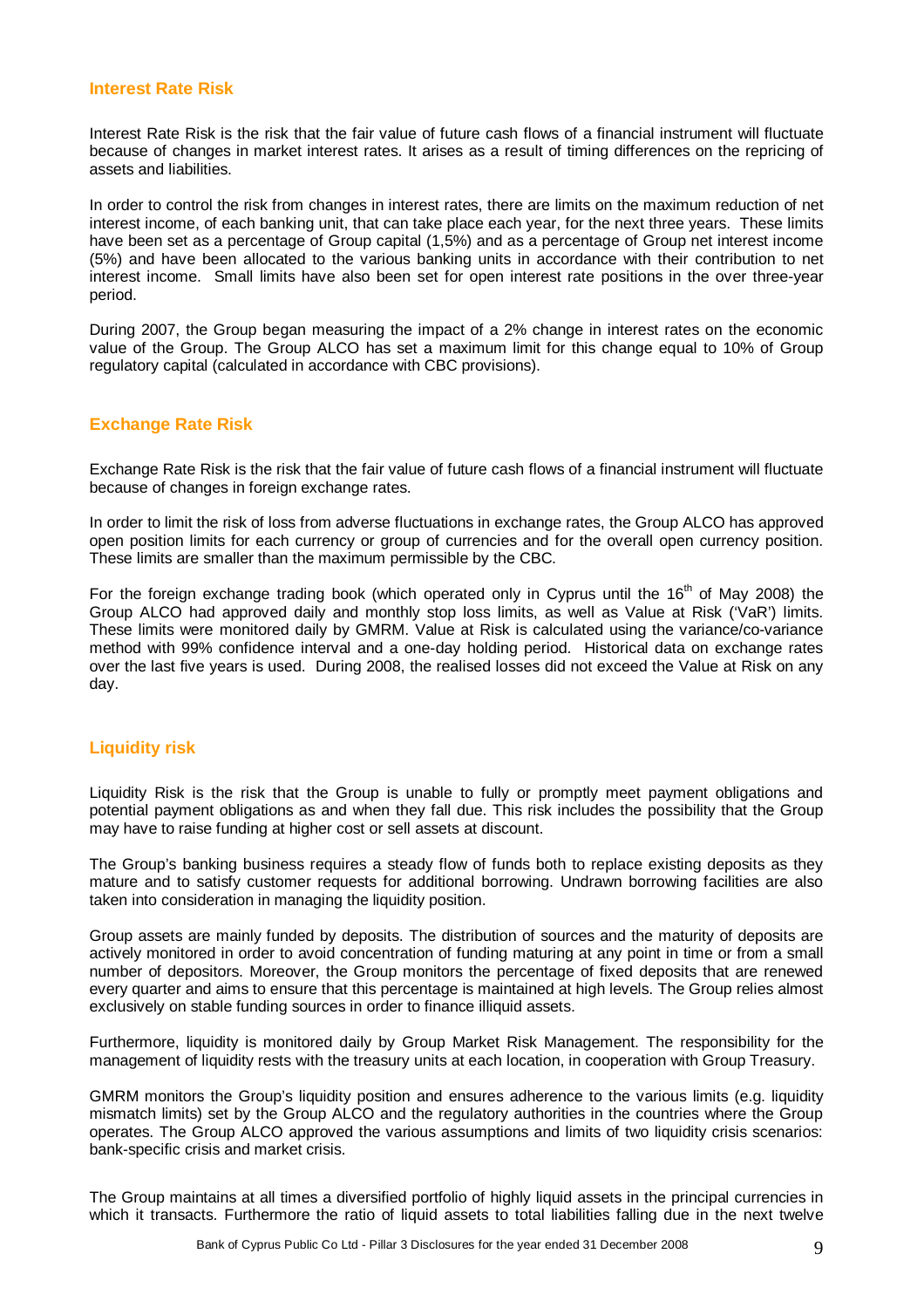## Interest Rate Risk

Interest Rate Risk is the risk that the fair value of future cash flows of a financial instrument will fluctuate because of changes in market interest rates. It arises as a result of timing differences on the repricing of assets and liabilities.

In order to control the risk from changes in interest rates, there are limits on the maximum reduction of net interest income, of each banking unit, that can take place each year, for the next three years. These limits have been set as a percentage of Group capital (1,5%) and as a percentage of Group net interest income (5%) and have been allocated to the various banking units in accordance with their contribution to net interest income. Small limits have also been set for open interest rate positions in the over three-year period.

During 2007, the Group began measuring the impact of a 2% change in interest rates on the economic value of the Group. The Group ALCO has set a maximum limit for this change equal to 10% of Group regulatory capital (calculated in accordance with CBC provisions).

## Exchange Rate Risk

Exchange Rate Risk is the risk that the fair value of future cash flows of a financial instrument will fluctuate because of changes in foreign exchange rates.

In order to limit the risk of loss from adverse fluctuations in exchange rates, the Group ALCO has approved open position limits for each currency or group of currencies and for the overall open currency position. These limits are smaller than the maximum permissible by the CBC.

For the foreign exchange trading book (which operated only in Cyprus until the 16th of May 2008) the Group ALCO had approved daily and monthly stop loss limits, as well as Value at Risk ('VaR') limits. These limits were monitored daily by GMRM. Value at Risk is calculated using the variance/co-variance method with 99% confidence interval and a one-day holding period. Historical data on exchange rates over the last five years is used. During 2008, the realised losses did not exceed the Value at Risk on any day.

## Liquidity risk

Liquidity Risk is the risk that the Group is unable to fully or promptly meet payment obligations and potential payment obligations as and when they fall due. This risk includes the possibility that the Group may have to raise funding at higher cost or sell assets at discount.

The Group's banking business requires a steady flow of funds both to replace existing deposits as they mature and to satisfy customer requests for additional borrowing. Undrawn borrowing facilities are also taken into consideration in managing the liquidity position.

Group assets are mainly funded by deposits. The distribution of sources and the maturity of deposits are actively monitored in order to avoid concentration of funding maturing at any point in time or from a small number of depositors. Moreover, the Group monitors the percentage of fixed deposits that are renewed every quarter and aims to ensure that this percentage is maintained at high levels. The Group relies almost exclusively on stable funding sources in order to finance illiquid assets.

Furthermore, liquidity is monitored daily by Group Market Risk Management. The responsibility for the management of liquidity rests with the treasury units at each location, in cooperation with Group Treasury.

GMRM monitors the Group's liquidity position and ensures adherence to the various limits (e.g. liquidity mismatch limits) set by the Group ALCO and the regulatory authorities in the countries where the Group operates. The Group ALCO approved the various assumptions and limits of two liquidity crisis scenarios: bank-specific crisis and market crisis.

The Group maintains at all times a diversified portfolio of highly liquid assets in the principal currencies in which it transacts. Furthermore the ratio of liquid assets to total liabilities falling due in the next twelve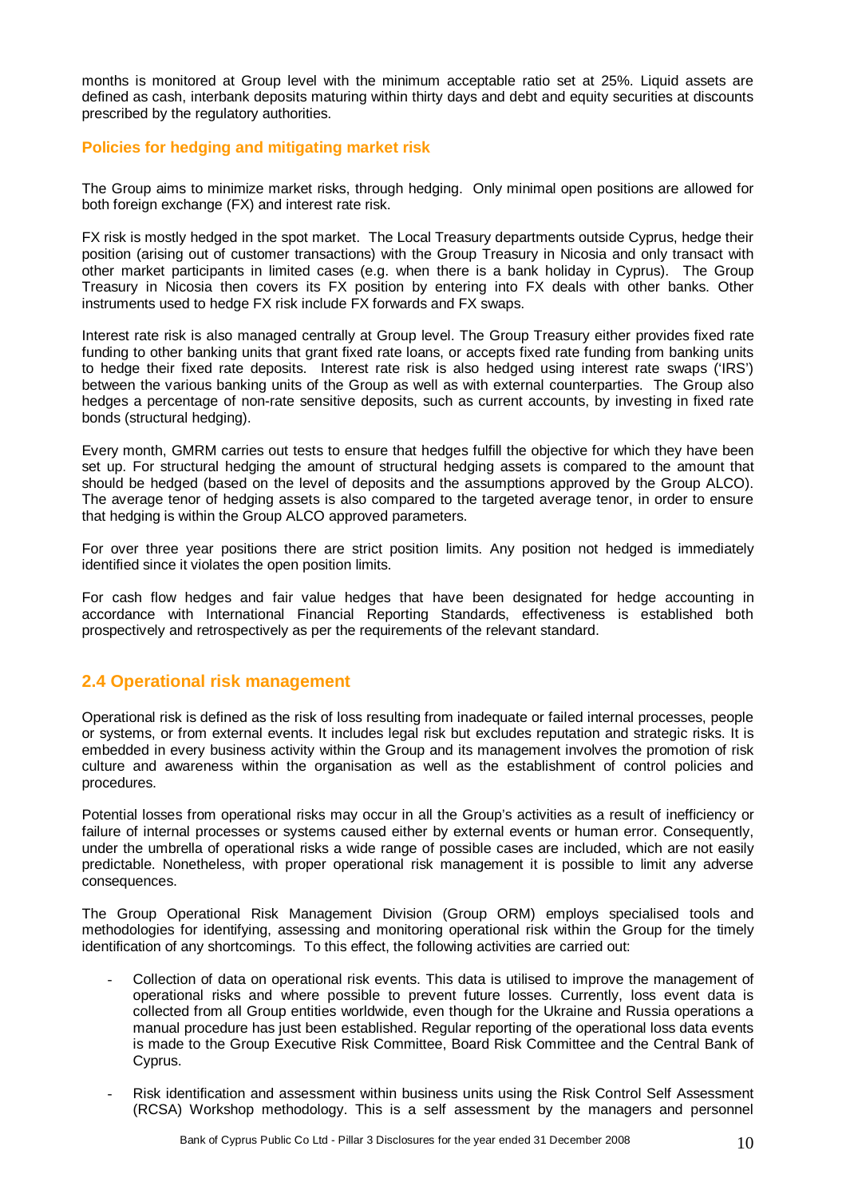months is monitored at Group level with the minimum acceptable ratio set at 25%. Liquid assets are defined as cash, interbank deposits maturing within thirty days and debt and equity securities at discounts prescribed by the regulatory authorities.

### Policies for hedging and mitigating market risk

The Group aims to minimize market risks, through hedging. Only minimal open positions are allowed for both foreign exchange (FX) and interest rate risk.

FX risk is mostly hedged in the spot market. The Local Treasury departments outside Cyprus, hedge their position (arising out of customer transactions) with the Group Treasury in Nicosia and only transact with other market participants in limited cases (e.g. when there is a bank holiday in Cyprus). The Group Treasury in Nicosia then covers its FX position by entering into FX deals with other banks. Other instruments used to hedge FX risk include FX forwards and FX swaps.

Interest rate risk is also managed centrally at Group level. The Group Treasury either provides fixed rate funding to other banking units that grant fixed rate loans, or accepts fixed rate funding from banking units to hedge their fixed rate deposits. Interest rate risk is also hedged using interest rate swaps ('IRS') between the various banking units of the Group as well as with external counterparties. The Group also hedges a percentage of non-rate sensitive deposits, such as current accounts, by investing in fixed rate bonds (structural hedging).

Every month, GMRM carries out tests to ensure that hedges fulfill the objective for which they have been set up. For structural hedging the amount of structural hedging assets is compared to the amount that should be hedged (based on the level of deposits and the assumptions approved by the Group ALCO). The average tenor of hedging assets is also compared to the targeted average tenor, in order to ensure that hedging is within the Group ALCO approved parameters.

For over three year positions there are strict position limits. Any position not hedged is immediately identified since it violates the open position limits.

For cash flow hedges and fair value hedges that have been designated for hedge accounting in accordance with International Financial Reporting Standards, effectiveness is established both prospectively and retrospectively as per the requirements of the relevant standard.

## 2.4 Operational risk management

Operational risk is defined as the risk of loss resulting from inadequate or failed internal processes, people or systems, or from external events. It includes legal risk but excludes reputation and strategic risks. It is embedded in every business activity within the Group and its management involves the promotion of risk culture and awareness within the organisation as well as the establishment of control policies and procedures.

Potential losses from operational risks may occur in all the Group's activities as a result of inefficiency or failure of internal processes or systems caused either by external events or human error. Consequently, under the umbrella of operational risks a wide range of possible cases are included, which are not easily predictable. Nonetheless, with proper operational risk management it is possible to limit any adverse consequences.

The Group Operational Risk Management Division (Group ORM) employs specialised tools and methodologies for identifying, assessing and monitoring operational risk within the Group for the timely identification of any shortcomings. To this effect, the following activities are carried out:

- Collection of data on operational risk events. This data is utilised to improve the management of operational risks and where possible to prevent future losses. Currently, loss event data is collected from all Group entities worldwide, even though for the Ukraine and Russia operations a manual procedure has just been established. Regular reporting of the operational loss data events is made to the Group Executive Risk Committee, Board Risk Committee and the Central Bank of Cyprus.
- Risk identification and assessment within business units using the Risk Control Self Assessment (RCSA) Workshop methodology. This is a self assessment by the managers and personnel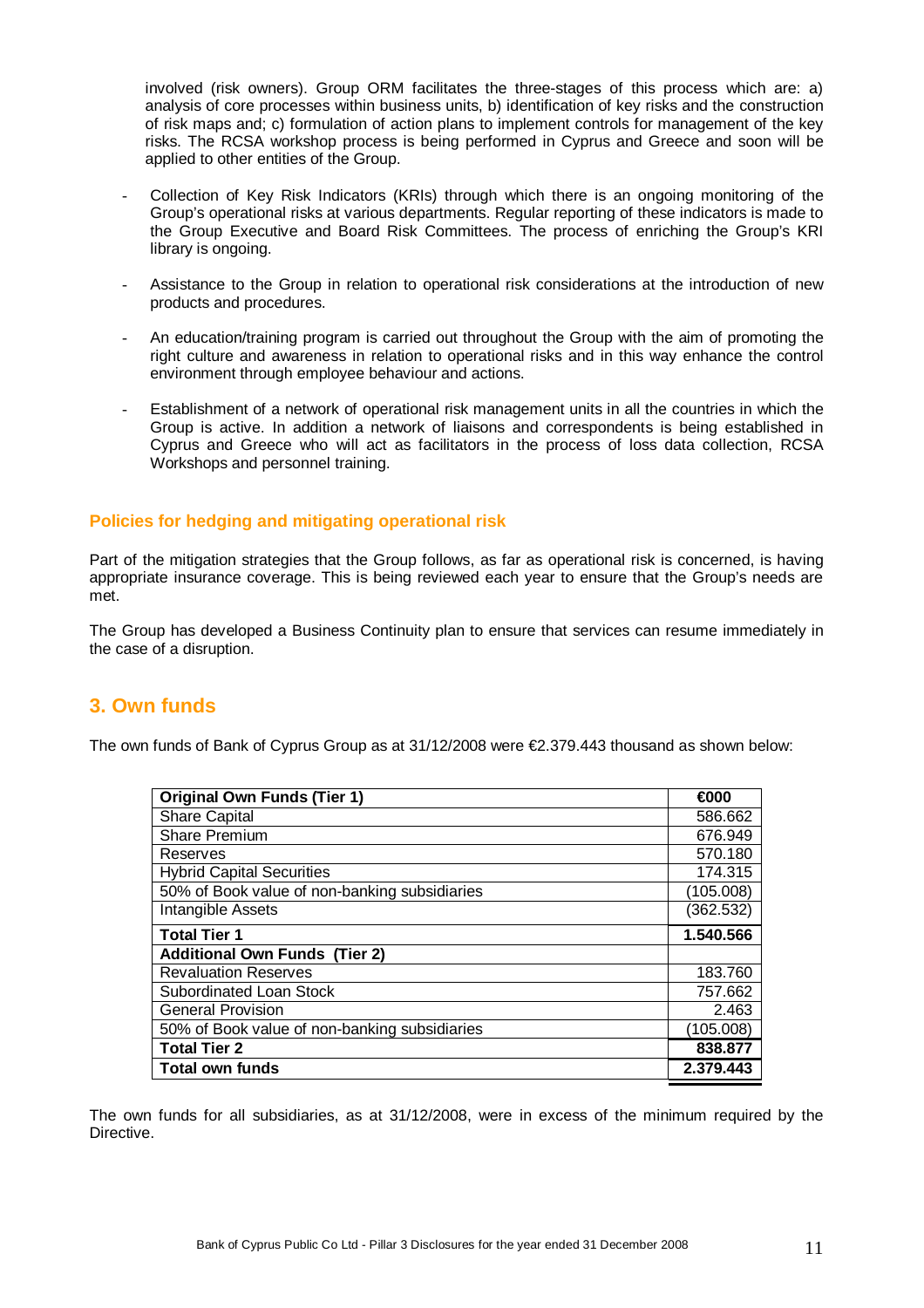involved (risk owners). Group ORM facilitates the three-stages of this process which are: a) analysis of core processes within business units, b) identification of key risks and the construction of risk maps and; c) formulation of action plans to implement controls for management of the key risks. The RCSA workshop process is being performed in Cyprus and Greece and soon will be applied to other entities of the Group.

- Collection of Key Risk Indicators (KRIs) through which there is an ongoing monitoring of the Group's operational risks at various departments. Regular reporting of these indicators is made to the Group Executive and Board Risk Committees. The process of enriching the Group's KRI library is ongoing.
- Assistance to the Group in relation to operational risk considerations at the introduction of new products and procedures.
- An education/training program is carried out throughout the Group with the aim of promoting the right culture and awareness in relation to operational risks and in this way enhance the control environment through employee behaviour and actions.
- Establishment of a network of operational risk management units in all the countries in which the Group is active. In addition a network of liaisons and correspondents is being established in Cyprus and Greece who will act as facilitators in the process of loss data collection, RCSA Workshops and personnel training.

### Policies for hedging and mitigating operational risk

Part of the mitigation strategies that the Group follows, as far as operational risk is concerned, is having appropriate insurance coverage. This is being reviewed each year to ensure that the Group's needs are met.

The Group has developed a Business Continuity plan to ensure that services can resume immediately in the case of a disruption.

## 3. Own funds

The own funds of Bank of Cyprus Group as at 31/12/2008 were €2.379.443 thousand as shown below:

| Original Own Funds (Tier 1) | €000 |
|---|---|
| Share Capital | 586.662 |
| Share Premium | 676.949 |
| Reserves | 570.180 |
| Hybrid Capital Securities | 174.315 |
| 50% of Book value of non-banking subsidiaries | (105.008) |
| Intangible Assets | (362.532) |
| **Total Tier 1** | **1.540.566** |
| **Additional Own Funds (Tier 2)** | |
| Revaluation Reserves | 183.760 |
| Subordinated Loan Stock | 757.662 |
| General Provision | 2.463 |
| 50% of Book value of non-banking subsidiaries | (105.008) |
| **Total Tier 2** | **838.877** |
| **Total own funds** | **2.379.443** |

The own funds for all subsidiaries, as at 31/12/2008, were in excess of the minimum required by the Directive.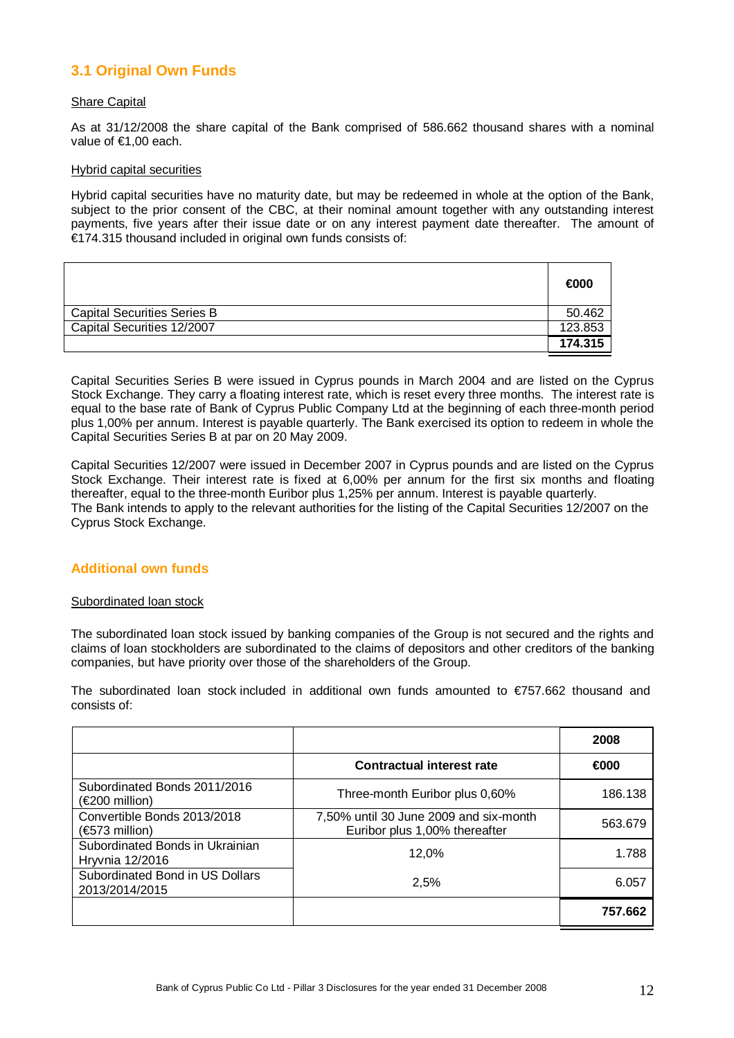## 3.1 Original Own Funds

Share Capital

As at 31/12/2008 the share capital of the Bank comprised of 586.662 thousand shares with a nominal value of €1,00 each.

Hybrid capital securities

Hybrid capital securities have no maturity date, but may be redeemed in whole at the option of the Bank, subject to the prior consent of the CBC, at their nominal amount together with any outstanding interest payments, five years after their issue date or on any interest payment date thereafter. The amount of €174.315 thousand included in original own funds consists of:

| | €000 |
|---|---|
| Capital Securities Series B | 50.462 |
| Capital Securities 12/2007 | 123.853 |
| | **174.315** |

Capital Securities Series B were issued in Cyprus pounds in March 2004 and are listed on the Cyprus Stock Exchange. They carry a floating interest rate, which is reset every three months. The interest rate is equal to the base rate of Bank of Cyprus Public Company Ltd at the beginning of each three-month period plus 1,00% per annum. Interest is payable quarterly. The Bank exercised its option to redeem in whole the Capital Securities Series B at par on 20 May 2009.

Capital Securities 12/2007 were issued in December 2007 in Cyprus pounds and are listed on the Cyprus Stock Exchange. Their interest rate is fixed at 6,00% per annum for the first six months and floating thereafter, equal to the three-month Euribor plus 1,25% per annum. Interest is payable quarterly.
The Bank intends to apply to the relevant authorities for the listing of the Capital Securities 12/2007 on the Cyprus Stock Exchange.

## Additional own funds

Subordinated loan stock

The subordinated loan stock issued by banking companies of the Group is not secured and the rights and claims of loan stockholders are subordinated to the claims of depositors and other creditors of the banking companies, but have priority over those of the shareholders of the Group.

The subordinated loan stock included in additional own funds amounted to €757.662 thousand and consists of:

| | | 2008 |
|---|---|---|
| | **Contractual interest rate** | **€000** |
| Subordinated Bonds 2011/2016 (€200 million) | Three-month Euribor plus 0,60% | 186.138 |
| Convertible Bonds 2013/2018 (€573 million) | 7,50% until 30 June 2009 and six-month Euribor plus 1,00% thereafter | 563.679 |
| Subordinated Bonds in Ukrainian Hryvnia 12/2016 | 12,0% | 1.788 |
| Subordinated Bond in US Dollars 2013/2014/2015 | 2,5% | 6.057 |
| | | **757.662** |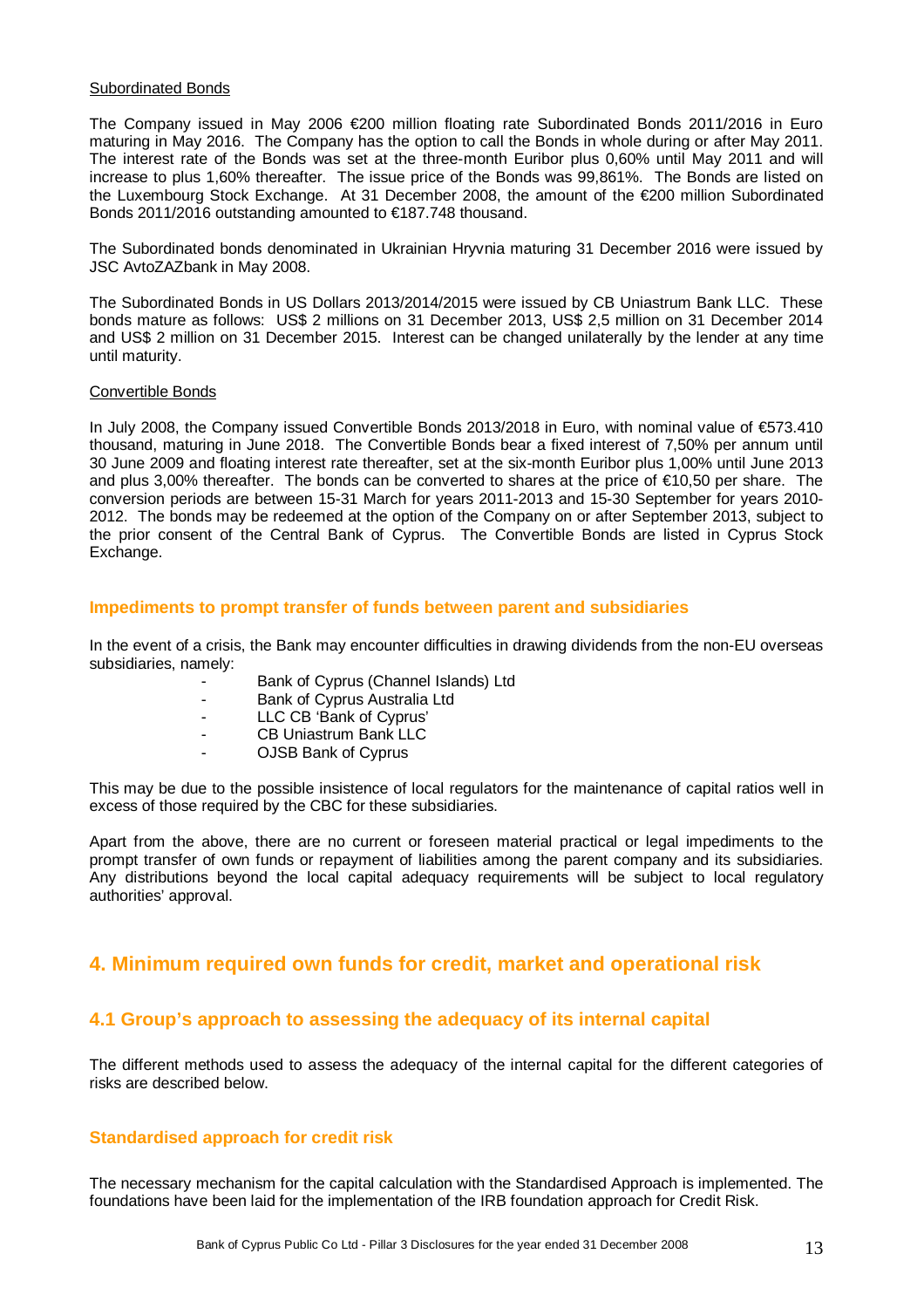Subordinated Bonds

The Company issued in May 2006 €200 million floating rate Subordinated Bonds 2011/2016 in Euro maturing in May 2016. The Company has the option to call the Bonds in whole during or after May 2011. The interest rate of the Bonds was set at the three-month Euribor plus 0,60% until May 2011 and will increase to plus 1,60% thereafter. The issue price of the Bonds was 99,861%. The Bonds are listed on the Luxembourg Stock Exchange. At 31 December 2008, the amount of the €200 million Subordinated Bonds 2011/2016 outstanding amounted to €187.748 thousand.

The Subordinated bonds denominated in Ukrainian Hryvnia maturing 31 December 2016 were issued by JSC AvtoZAZbank in May 2008.

The Subordinated Bonds in US Dollars 2013/2014/2015 were issued by CB Uniastrum Bank LLC. These bonds mature as follows: US$ 2 millions on 31 December 2013, US$ 2,5 million on 31 December 2014 and US$ 2 million on 31 December 2015. Interest can be changed unilaterally by the lender at any time until maturity.

Convertible Bonds

In July 2008, the Company issued Convertible Bonds 2013/2018 in Euro, with nominal value of €573.410 thousand, maturing in June 2018. The Convertible Bonds bear a fixed interest of 7,50% per annum until 30 June 2009 and floating interest rate thereafter, set at the six-month Euribor plus 1,00% until June 2013 and plus 3,00% thereafter. The bonds can be converted to shares at the price of €10,50 per share. The conversion periods are between 15-31 March for years 2011-2013 and 15-30 September for years 2010-2012. The bonds may be redeemed at the option of the Company on or after September 2013, subject to the prior consent of the Central Bank of Cyprus. The Convertible Bonds are listed in Cyprus Stock Exchange.

### Impediments to prompt transfer of funds between parent and subsidiaries

In the event of a crisis, the Bank may encounter difficulties in drawing dividends from the non-EU overseas subsidiaries, namely:

- Bank of Cyprus (Channel Islands) Ltd
- Bank of Cyprus Australia Ltd
- LLC CB 'Bank of Cyprus'
- CB Uniastrum Bank LLC
- OJSB Bank of Cyprus

This may be due to the possible insistence of local regulators for the maintenance of capital ratios well in excess of those required by the CBC for these subsidiaries.

Apart from the above, there are no current or foreseen material practical or legal impediments to the prompt transfer of own funds or repayment of liabilities among the parent company and its subsidiaries. Any distributions beyond the local capital adequacy requirements will be subject to local regulatory authorities' approval.

# 4. Minimum required own funds for credit, market and operational risk

## 4.1 Group's approach to assessing the adequacy of its internal capital

The different methods used to assess the adequacy of the internal capital for the different categories of risks are described below.

### Standardised approach for credit risk

The necessary mechanism for the capital calculation with the Standardised Approach is implemented. The foundations have been laid for the implementation of the IRB foundation approach for Credit Risk.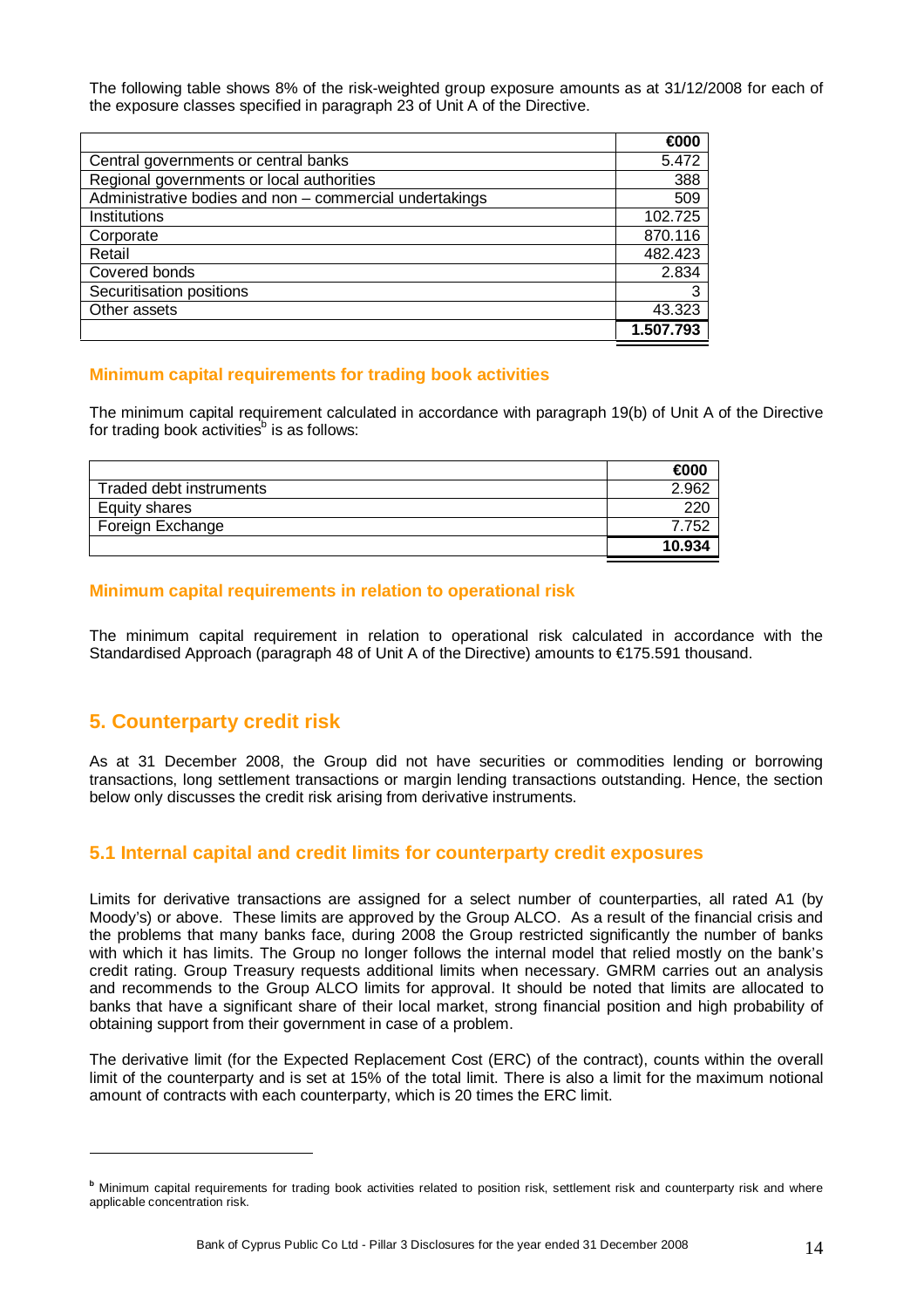The following table shows 8% of the risk-weighted group exposure amounts as at 31/12/2008 for each of the exposure classes specified in paragraph 23 of Unit A of the Directive.

| | €000 |
|---|---|
| Central governments or central banks | 5.472 |
| Regional governments or local authorities | 388 |
| Administrative bodies and non – commercial undertakings | 509 |
| Institutions | 102.725 |
| Corporate | 870.116 |
| Retail | 482.423 |
| Covered bonds | 2.834 |
| Securitisation positions | 3 |
| Other assets | 43.323 |
| | **1.507.793** |

### Minimum capital requirements for trading book activities

The minimum capital requirement calculated in accordance with paragraph 19(b) of Unit A of the Directive for trading book activities[b] is as follows:

| | €000 |
|---|---|
| Traded debt instruments | 2.962 |
| Equity shares | 220 |
| Foreign Exchange | 7.752 |
| | **10.934** |

### Minimum capital requirements in relation to operational risk

The minimum capital requirement in relation to operational risk calculated in accordance with the Standardised Approach (paragraph 48 of Unit A of the Directive) amounts to €175.591 thousand.

## 5. Counterparty credit risk

As at 31 December 2008, the Group did not have securities or commodities lending or borrowing transactions, long settlement transactions or margin lending transactions outstanding. Hence, the section below only discusses the credit risk arising from derivative instruments.

### 5.1 Internal capital and credit limits for counterparty credit exposures

Limits for derivative transactions are assigned for a select number of counterparties, all rated A1 (by Moody's) or above. These limits are approved by the Group ALCO. As a result of the financial crisis and the problems that many banks face, during 2008 the Group restricted significantly the number of banks with which it has limits. The Group no longer follows the internal model that relied mostly on the bank's credit rating. Group Treasury requests additional limits when necessary. GMRM carries out an analysis and recommends to the Group ALCO limits for approval. It should be noted that limits are allocated to banks that have a significant share of their local market, strong financial position and high probability of obtaining support from their government in case of a problem.

The derivative limit (for the Expected Replacement Cost (ERC) of the contract), counts within the overall limit of the counterparty and is set at 15% of the total limit. There is also a limit for the maximum notional amount of contracts with each counterparty, which is 20 times the ERC limit.

---

[b] Minimum capital requirements for trading book activities related to position risk, settlement risk and counterparty risk and where applicable concentration risk.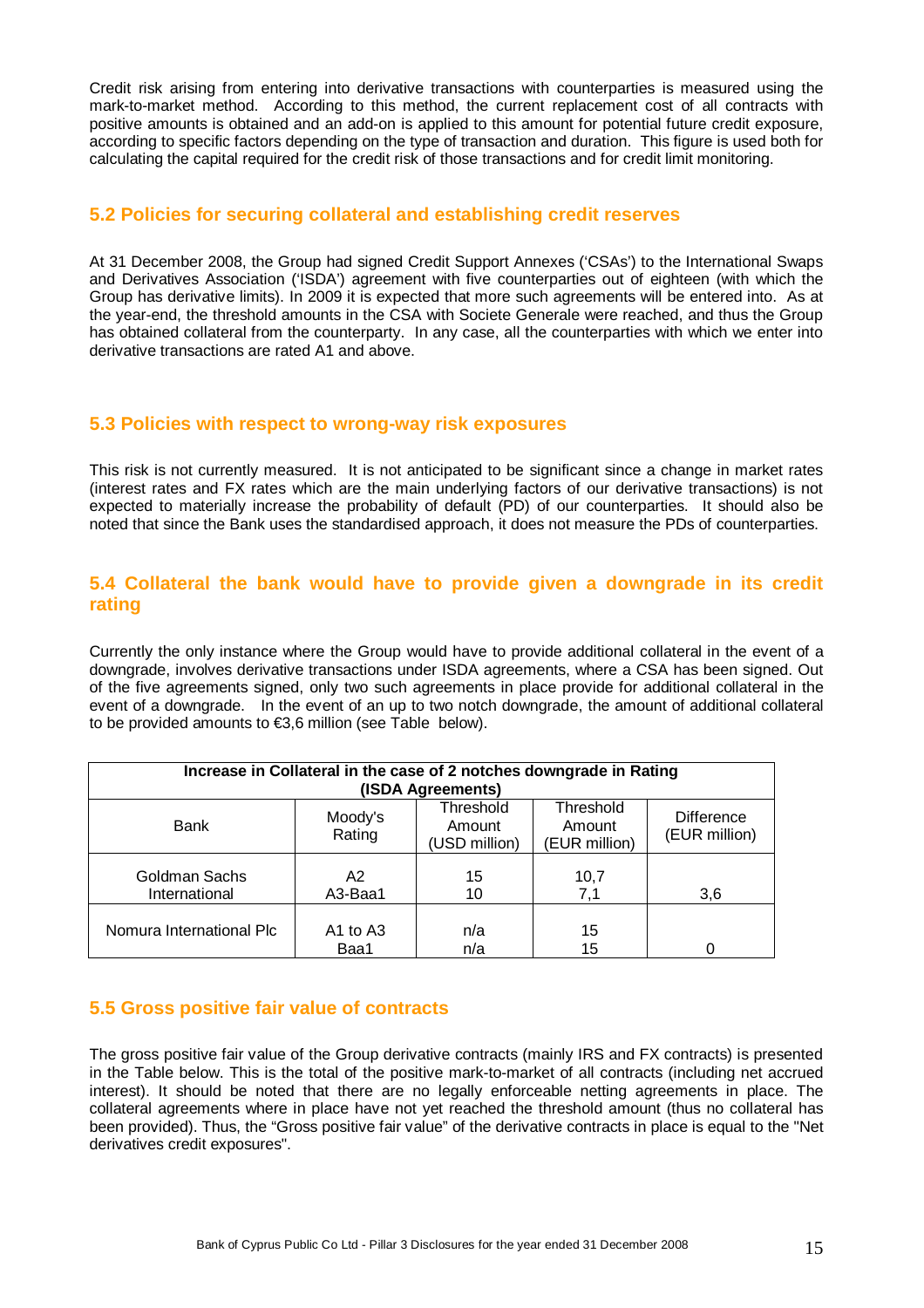Credit risk arising from entering into derivative transactions with counterparties is measured using the mark-to-market method. According to this method, the current replacement cost of all contracts with positive amounts is obtained and an add-on is applied to this amount for potential future credit exposure, according to specific factors depending on the type of transaction and duration. This figure is used both for calculating the capital required for the credit risk of those transactions and for credit limit monitoring.

## 5.2 Policies for securing collateral and establishing credit reserves

At 31 December 2008, the Group had signed Credit Support Annexes ('CSAs') to the International Swaps and Derivatives Association ('ISDA') agreement with five counterparties out of eighteen (with which the Group has derivative limits). In 2009 it is expected that more such agreements will be entered into. As at the year-end, the threshold amounts in the CSA with Societe Generale were reached, and thus the Group has obtained collateral from the counterparty. In any case, all the counterparties with which we enter into derivative transactions are rated A1 and above.

## 5.3 Policies with respect to wrong-way risk exposures

This risk is not currently measured. It is not anticipated to be significant since a change in market rates (interest rates and FX rates which are the main underlying factors of our derivative transactions) is not expected to materially increase the probability of default (PD) of our counterparties. It should also be noted that since the Bank uses the standardised approach, it does not measure the PDs of counterparties.

## 5.4 Collateral the bank would have to provide given a downgrade in its credit rating

Currently the only instance where the Group would have to provide additional collateral in the event of a downgrade, involves derivative transactions under ISDA agreements, where a CSA has been signed. Out of the five agreements signed, only two such agreements in place provide for additional collateral in the event of a downgrade. In the event of an up to two notch downgrade, the amount of additional collateral to be provided amounts to €3,6 million (see Table below).

**Increase in Collateral in the case of 2 notches downgrade in Rating (ISDA Agreements)**

| Bank | Moody's Rating | Threshold Amount (USD million) | Threshold Amount (EUR million) | Difference (EUR million) |
|---|---|---|---|---|
| Goldman Sachs International | A2<br>A3-Baa1 | 15<br>10 | 10,7<br>7,1 | 3,6 |
| Nomura International Plc | A1 to A3<br>Baa1 | n/a<br>n/a | 15<br>15 | 0 |

## 5.5 Gross positive fair value of contracts

The gross positive fair value of the Group derivative contracts (mainly IRS and FX contracts) is presented in the Table below. This is the total of the positive mark-to-market of all contracts (including net accrued interest). It should be noted that there are no legally enforceable netting agreements in place. The collateral agreements where in place have not yet reached the threshold amount (thus no collateral has been provided). Thus, the "Gross positive fair value" of the derivative contracts in place is equal to the "Net derivatives credit exposures".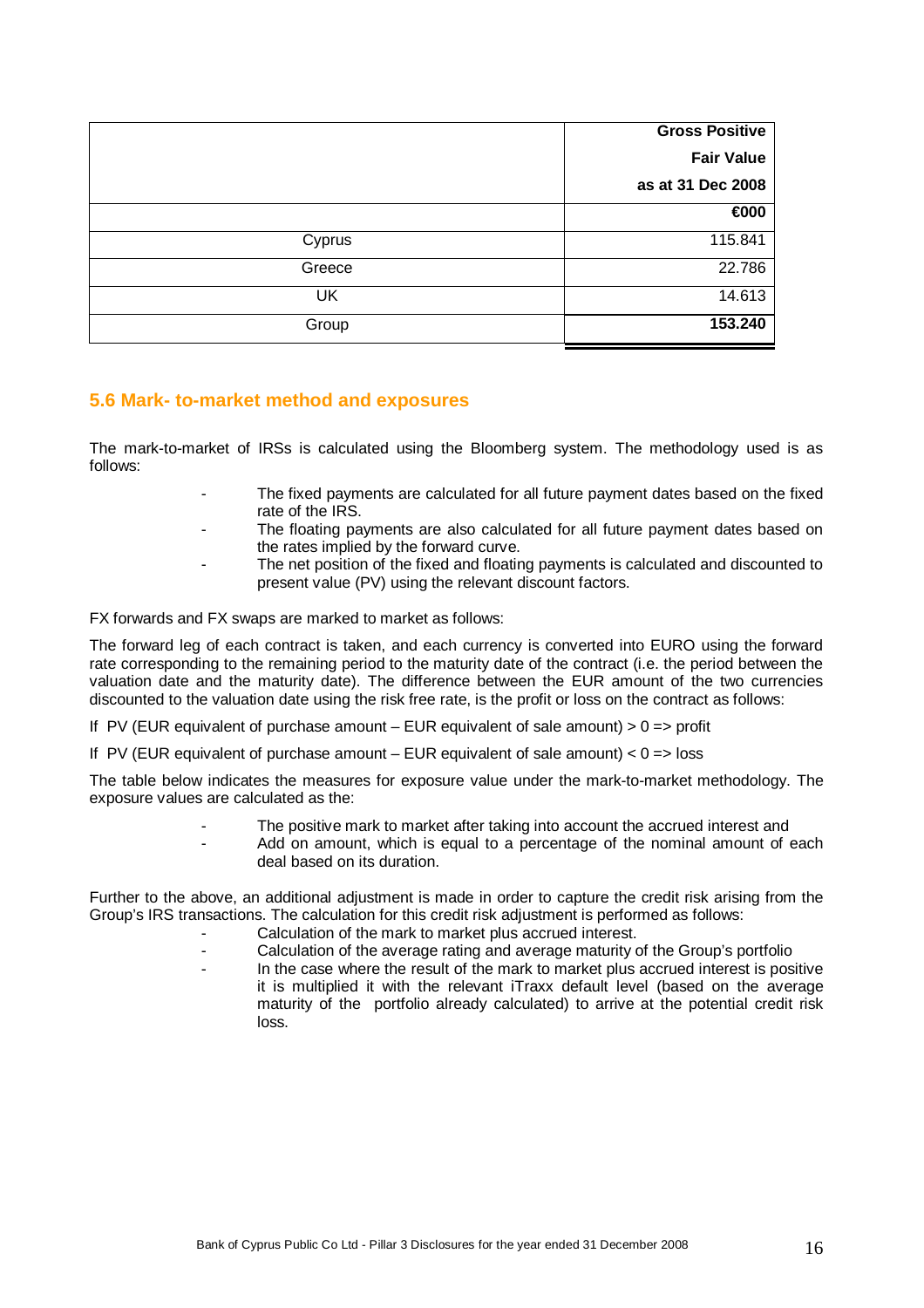| | Gross Positive Fair Value as at 31 Dec 2008 |
|---|---|
| | €000 |
| Cyprus | 115.841 |
| Greece | 22.786 |
| UK | 14.613 |
| Group | **153.240** |

## 5.6 Mark- to-market method and exposures

The mark-to-market of IRSs is calculated using the Bloomberg system. The methodology used is as follows:

- The fixed payments are calculated for all future payment dates based on the fixed rate of the IRS.
- The floating payments are also calculated for all future payment dates based on the rates implied by the forward curve.
- The net position of the fixed and floating payments is calculated and discounted to present value (PV) using the relevant discount factors.

FX forwards and FX swaps are marked to market as follows:

The forward leg of each contract is taken, and each currency is converted into EURO using the forward rate corresponding to the remaining period to the maturity date of the contract (i.e. the period between the valuation date and the maturity date). The difference between the EUR amount of the two currencies discounted to the valuation date using the risk free rate, is the profit or loss on the contract as follows:

If PV (EUR equivalent of purchase amount – EUR equivalent of sale amount) > 0 => profit

If PV (EUR equivalent of purchase amount – EUR equivalent of sale amount) < 0 => loss

The table below indicates the measures for exposure value under the mark-to-market methodology. The exposure values are calculated as the:

- The positive mark to market after taking into account the accrued interest and
- Add on amount, which is equal to a percentage of the nominal amount of each deal based on its duration.

Further to the above, an additional adjustment is made in order to capture the credit risk arising from the Group's IRS transactions. The calculation for this credit risk adjustment is performed as follows:

- Calculation of the mark to market plus accrued interest.
- Calculation of the average rating and average maturity of the Group's portfolio
- In the case where the result of the mark to market plus accrued interest is positive it is multiplied it with the relevant iTraxx default level (based on the average maturity of the portfolio already calculated) to arrive at the potential credit risk loss.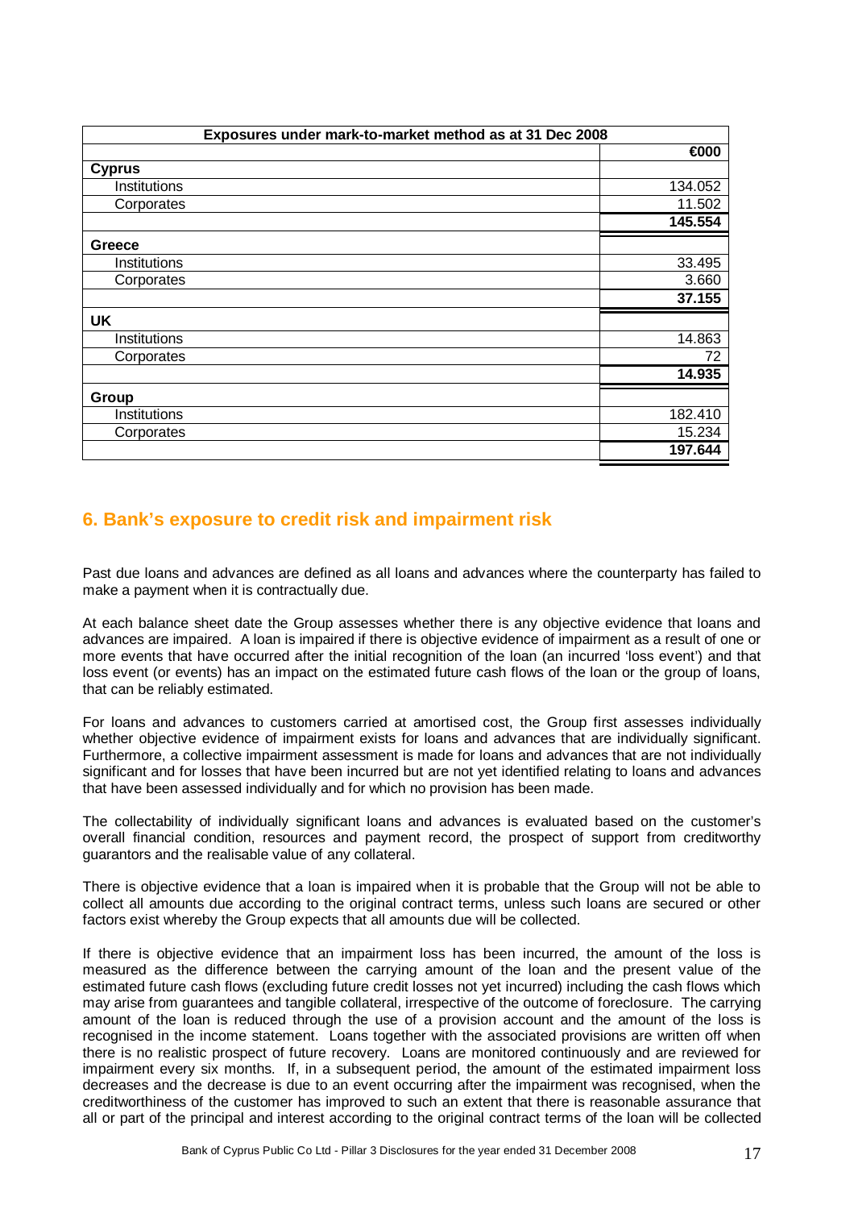| Exposures under mark-to-market method as at 31 Dec 2008 | |
|---|---|
| | €000 |
| **Cyprus** | |
| Institutions | 134.052 |
| Corporates | 11.502 |
| | **145.554** |
| **Greece** | |
| Institutions | 33.495 |
| Corporates | 3.660 |
| | **37.155** |
| **UK** | |
| Institutions | 14.863 |
| Corporates | 72 |
| | **14.935** |
| **Group** | |
| Institutions | 182.410 |
| Corporates | 15.234 |
| | **197.644** |

## 6. Bank's exposure to credit risk and impairment risk

Past due loans and advances are defined as all loans and advances where the counterparty has failed to make a payment when it is contractually due.

At each balance sheet date the Group assesses whether there is any objective evidence that loans and advances are impaired. A loan is impaired if there is objective evidence of impairment as a result of one or more events that have occurred after the initial recognition of the loan (an incurred 'loss event') and that loss event (or events) has an impact on the estimated future cash flows of the loan or the group of loans, that can be reliably estimated.

For loans and advances to customers carried at amortised cost, the Group first assesses individually whether objective evidence of impairment exists for loans and advances that are individually significant. Furthermore, a collective impairment assessment is made for loans and advances that are not individually significant and for losses that have been incurred but are not yet identified relating to loans and advances that have been assessed individually and for which no provision has been made.

The collectability of individually significant loans and advances is evaluated based on the customer's overall financial condition, resources and payment record, the prospect of support from creditworthy guarantors and the realisable value of any collateral.

There is objective evidence that a loan is impaired when it is probable that the Group will not be able to collect all amounts due according to the original contract terms, unless such loans are secured or other factors exist whereby the Group expects that all amounts due will be collected.

If there is objective evidence that an impairment loss has been incurred, the amount of the loss is measured as the difference between the carrying amount of the loan and the present value of the estimated future cash flows (excluding future credit losses not yet incurred) including the cash flows which may arise from guarantees and tangible collateral, irrespective of the outcome of foreclosure. The carrying amount of the loan is reduced through the use of a provision account and the amount of the loss is recognised in the income statement. Loans together with the associated provisions are written off when there is no realistic prospect of future recovery. Loans are monitored continuously and are reviewed for impairment every six months. If, in a subsequent period, the amount of the estimated impairment loss decreases and the decrease is due to an event occurring after the impairment was recognised, when the creditworthiness of the customer has improved to such an extent that there is reasonable assurance that all or part of the principal and interest according to the original contract terms of the loan will be collected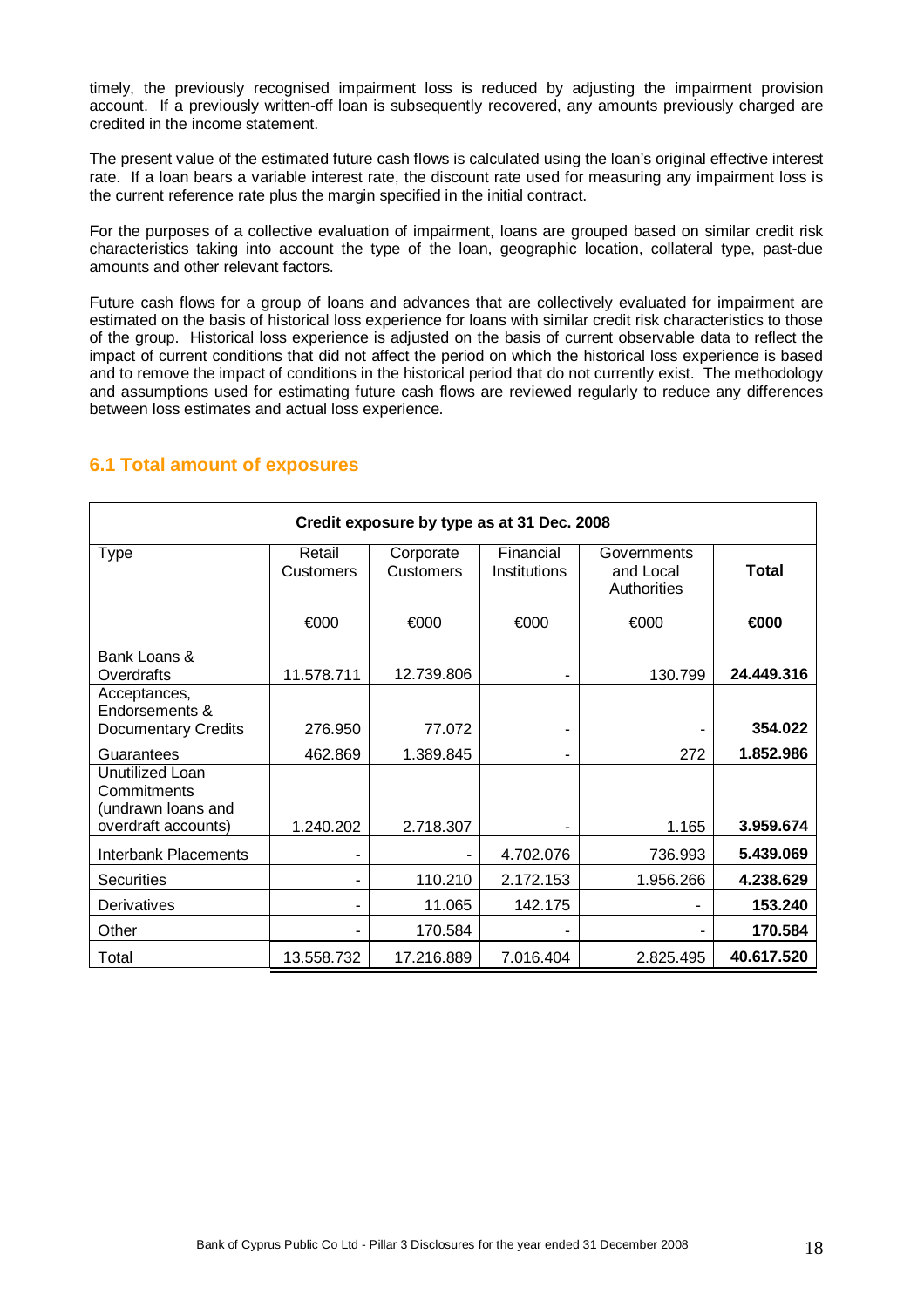timely, the previously recognised impairment loss is reduced by adjusting the impairment provision account. If a previously written-off loan is subsequently recovered, any amounts previously charged are credited in the income statement.

The present value of the estimated future cash flows is calculated using the loan's original effective interest rate. If a loan bears a variable interest rate, the discount rate used for measuring any impairment loss is the current reference rate plus the margin specified in the initial contract.

For the purposes of a collective evaluation of impairment, loans are grouped based on similar credit risk characteristics taking into account the type of the loan, geographic location, collateral type, past-due amounts and other relevant factors.

Future cash flows for a group of loans and advances that are collectively evaluated for impairment are estimated on the basis of historical loss experience for loans with similar credit risk characteristics to those of the group. Historical loss experience is adjusted on the basis of current observable data to reflect the impact of current conditions that did not affect the period on which the historical loss experience is based and to remove the impact of conditions in the historical period that do not currently exist. The methodology and assumptions used for estimating future cash flows are reviewed regularly to reduce any differences between loss estimates and actual loss experience.

## 6.1 Total amount of exposures

| Credit exposure by type as at 31 Dec. 2008 | | | | | |
|---|---|---|---|---|---|
| Type | Retail Customers | Corporate Customers | Financial Institutions | Governments and Local Authorities | **Total** |
| | €000 | €000 | €000 | €000 | **€000** |
| Bank Loans & Overdrafts | 11.578.711 | 12.739.806 | - | 130.799 | **24.449.316** |
| Acceptances, Endorsements & Documentary Credits | 276.950 | 77.072 | - | - | **354.022** |
| Guarantees | 462.869 | 1.389.845 | - | 272 | **1.852.986** |
| Unutilized Loan Commitments (undrawn loans and overdraft accounts) | 1.240.202 | 2.718.307 | - | 1.165 | **3.959.674** |
| Interbank Placements | - | - | 4.702.076 | 736.993 | **5.439.069** |
| Securities | - | 110.210 | 2.172.153 | 1.956.266 | **4.238.629** |
| Derivatives | - | 11.065 | 142.175 | - | **153.240** |
| Other | - | 170.584 | - | - | **170.584** |
| Total | 13.558.732 | 17.216.889 | 7.016.404 | 2.825.495 | **40.617.520** |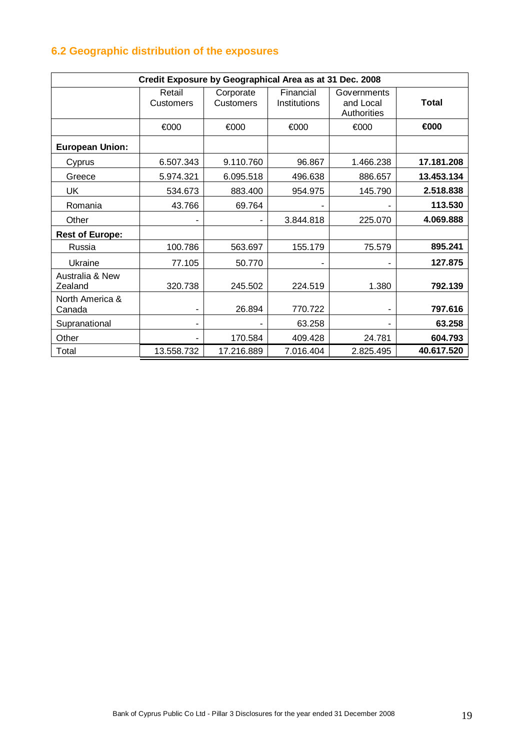## 6.2 Geographic distribution of the exposures

| Credit Exposure by Geographical Area as at 31 Dec. 2008 | | | | | |
|---|---|---|---|---|---|
| | Retail Customers | Corporate Customers | Financial Institutions | Governments and Local Authorities | **Total** |
| | €000 | €000 | €000 | €000 | **€000** |
| **European Union:** | | | | | |
| Cyprus | 6.507.343 | 9.110.760 | 96.867 | 1.466.238 | **17.181.208** |
| Greece | 5.974.321 | 6.095.518 | 496.638 | 886.657 | **13.453.134** |
| UK | 534.673 | 883.400 | 954.975 | 145.790 | **2.518.838** |
| Romania | 43.766 | 69.764 | - | - | **113.530** |
| Other | - | - | 3.844.818 | 225.070 | **4.069.888** |
| **Rest of Europe:** | | | | | |
| Russia | 100.786 | 563.697 | 155.179 | 75.579 | **895.241** |
| Ukraine | 77.105 | 50.770 | - | - | **127.875** |
| Australia & New Zealand | 320.738 | 245.502 | 224.519 | 1.380 | **792.139** |
| North America & Canada | - | 26.894 | 770.722 | - | **797.616** |
| Supranational | - | - | 63.258 | - | **63.258** |
| Other | - | 170.584 | 409.428 | 24.781 | **604.793** |
| Total | 13.558.732 | 17.216.889 | 7.016.404 | 2.825.495 | **40.617.520** |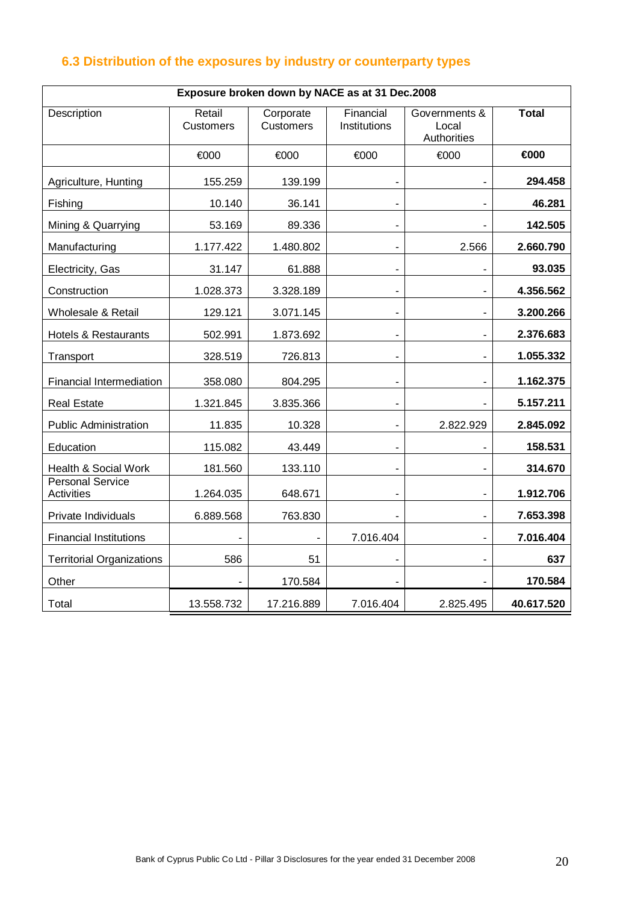## 6.3 Distribution of the exposures by industry or counterparty types

| Exposure broken down by NACE as at 31 Dec.2008 | | | | | |
|---|---|---|---|---|---|
| Description | Retail Customers | Corporate Customers | Financial Institutions | Governments & Local Authorities | **Total** |
| | €000 | €000 | €000 | €000 | **€000** |
| Agriculture, Hunting | 155.259 | 139.199 | - | - | **294.458** |
| Fishing | 10.140 | 36.141 | - | - | **46.281** |
| Mining & Quarrying | 53.169 | 89.336 | - | - | **142.505** |
| Manufacturing | 1.177.422 | 1.480.802 | - | 2.566 | **2.660.790** |
| Electricity, Gas | 31.147 | 61.888 | - | - | **93.035** |
| Construction | 1.028.373 | 3.328.189 | - | - | **4.356.562** |
| Wholesale & Retail | 129.121 | 3.071.145 | - | - | **3.200.266** |
| Hotels & Restaurants | 502.991 | 1.873.692 | - | - | **2.376.683** |
| Transport | 328.519 | 726.813 | - | - | **1.055.332** |
| Financial Intermediation | 358.080 | 804.295 | - | - | **1.162.375** |
| Real Estate | 1.321.845 | 3.835.366 | - | - | **5.157.211** |
| Public Administration | 11.835 | 10.328 | - | 2.822.929 | **2.845.092** |
| Education | 115.082 | 43.449 | - | - | **158.531** |
| Health & Social Work | 181.560 | 133.110 | - | - | **314.670** |
| Personal Service Activities | 1.264.035 | 648.671 | - | - | **1.912.706** |
| Private Individuals | 6.889.568 | 763.830 | - | - | **7.653.398** |
| Financial Institutions | - | - | 7.016.404 | - | **7.016.404** |
| Territorial Organizations | 586 | 51 | - | - | **637** |
| Other | - | 170.584 | - | - | **170.584** |
| Total | 13.558.732 | 17.216.889 | 7.016.404 | 2.825.495 | **40.617.520** |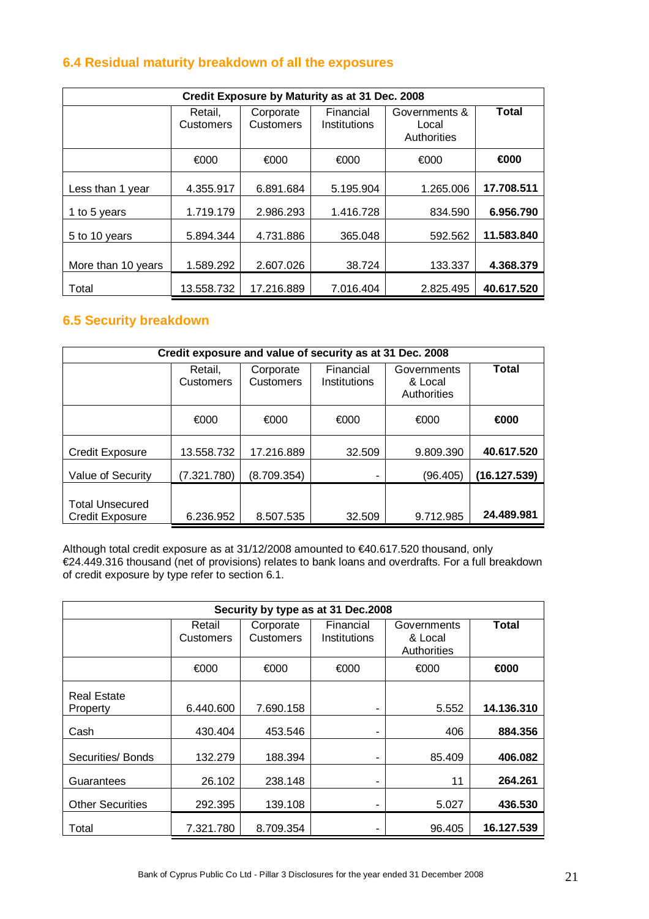## 6.4 Residual maturity breakdown of all the exposures

| Credit Exposure by Maturity as at 31 Dec. 2008 | | | | | |
|---|---|---|---|---|---|
| | Retail, Customers | Corporate Customers | Financial Institutions | Governments & Local Authorities | **Total** |
| | €000 | €000 | €000 | €000 | **€000** |
| Less than 1 year | 4.355.917 | 6.891.684 | 5.195.904 | 1.265.006 | **17.708.511** |
| 1 to 5 years | 1.719.179 | 2.986.293 | 1.416.728 | 834.590 | **6.956.790** |
| 5 to 10 years | 5.894.344 | 4.731.886 | 365.048 | 592.562 | **11.583.840** |
| More than 10 years | 1.589.292 | 2.607.026 | 38.724 | 133.337 | **4.368.379** |
| Total | 13.558.732 | 17.216.889 | 7.016.404 | 2.825.495 | **40.617.520** |

## 6.5 Security breakdown

| Credit exposure and value of security as at 31 Dec. 2008 | | | | | |
|---|---|---|---|---|---|
| | Retail, Customers | Corporate Customers | Financial Institutions | Governments & Local Authorities | **Total** |
| | €000 | €000 | €000 | €000 | **€000** |
| Credit Exposure | 13.558.732 | 17.216.889 | 32.509 | 9.809.390 | **40.617.520** |
| Value of Security | (7.321.780) | (8.709.354) | - | (96.405) | **(16.127.539)** |
| Total Unsecured Credit Exposure | 6.236.952 | 8.507.535 | 32.509 | 9.712.985 | **24.489.981** |

Although total credit exposure as at 31/12/2008 amounted to €40.617.520 thousand, only €24.449.316 thousand (net of provisions) relates to bank loans and overdrafts. For a full breakdown of credit exposure by type refer to section 6.1.

| Security by type as at 31 Dec.2008 | | | | | |
|---|---|---|---|---|---|
| | Retail Customers | Corporate Customers | Financial Institutions | Governments & Local Authorities | **Total** |
| | €000 | €000 | €000 | €000 | **€000** |
| Real Estate Property | 6.440.600 | 7.690.158 | - | 5.552 | **14.136.310** |
| Cash | 430.404 | 453.546 | - | 406 | **884.356** |
| Securities/ Bonds | 132.279 | 188.394 | - | 85.409 | **406.082** |
| Guarantees | 26.102 | 238.148 | - | 11 | **264.261** |
| Other Securities | 292.395 | 139.108 | - | 5.027 | **436.530** |
| Total | 7.321.780 | 8.709.354 | - | 96.405 | **16.127.539** |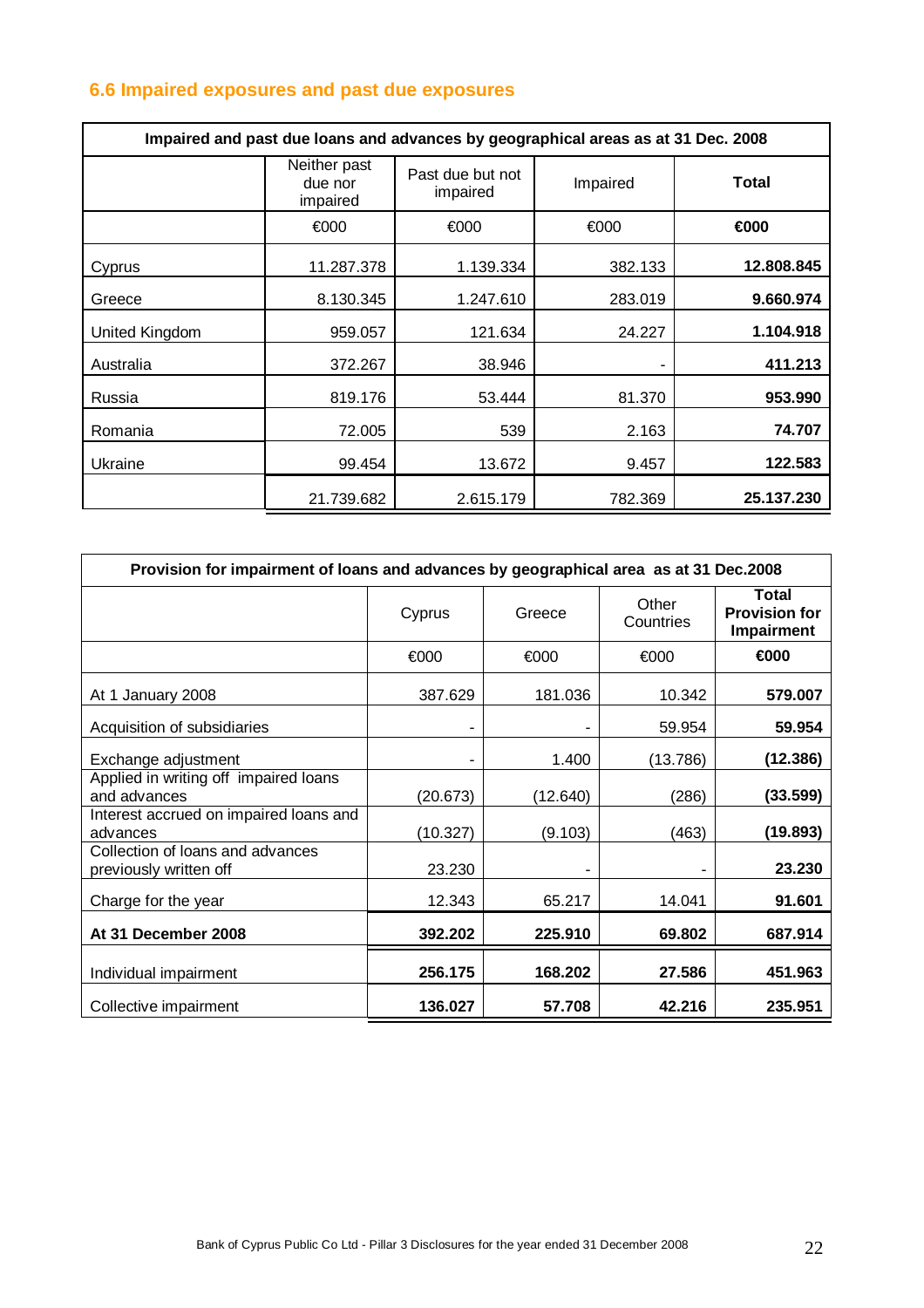## 6.6 Impaired exposures and past due exposures

| Impaired and past due loans and advances by geographical areas as at 31 Dec. 2008 | | | | |
|---|---|---|---|---|
| | Neither past due nor impaired | Past due but not impaired | Impaired | **Total** |
| | €000 | €000 | €000 | **€000** |
| Cyprus | 11.287.378 | 1.139.334 | 382.133 | **12.808.845** |
| Greece | 8.130.345 | 1.247.610 | 283.019 | **9.660.974** |
| United Kingdom | 959.057 | 121.634 | 24.227 | **1.104.918** |
| Australia | 372.267 | 38.946 | - | **411.213** |
| Russia | 819.176 | 53.444 | 81.370 | **953.990** |
| Romania | 72.005 | 539 | 2.163 | **74.707** |
| Ukraine | 99.454 | 13.672 | 9.457 | **122.583** |
| | 21.739.682 | 2.615.179 | 782.369 | **25.137.230** |

| Provision for impairment of loans and advances by geographical area as at 31 Dec.2008 | | | | |
|---|---|---|---|---|
| | Cyprus | Greece | Other Countries | **Total Provision for Impairment** |
| | €000 | €000 | €000 | **€000** |
| At 1 January 2008 | 387.629 | 181.036 | 10.342 | **579.007** |
| Acquisition of subsidiaries | - | - | 59.954 | **59.954** |
| Exchange adjustment | - | 1.400 | (13.786) | **(12.386)** |
| Applied in writing off impaired loans and advances | (20.673) | (12.640) | (286) | **(33.599)** |
| Interest accrued on impaired loans and advances | (10.327) | (9.103) | (463) | **(19.893)** |
| Collection of loans and advances previously written off | 23.230 | - | - | **23.230** |
| Charge for the year | 12.343 | 65.217 | 14.041 | **91.601** |
| **At 31 December 2008** | **392.202** | **225.910** | **69.802** | **687.914** |
| Individual impairment | **256.175** | **168.202** | **27.586** | **451.963** |
| Collective impairment | **136.027** | **57.708** | **42.216** | **235.951** |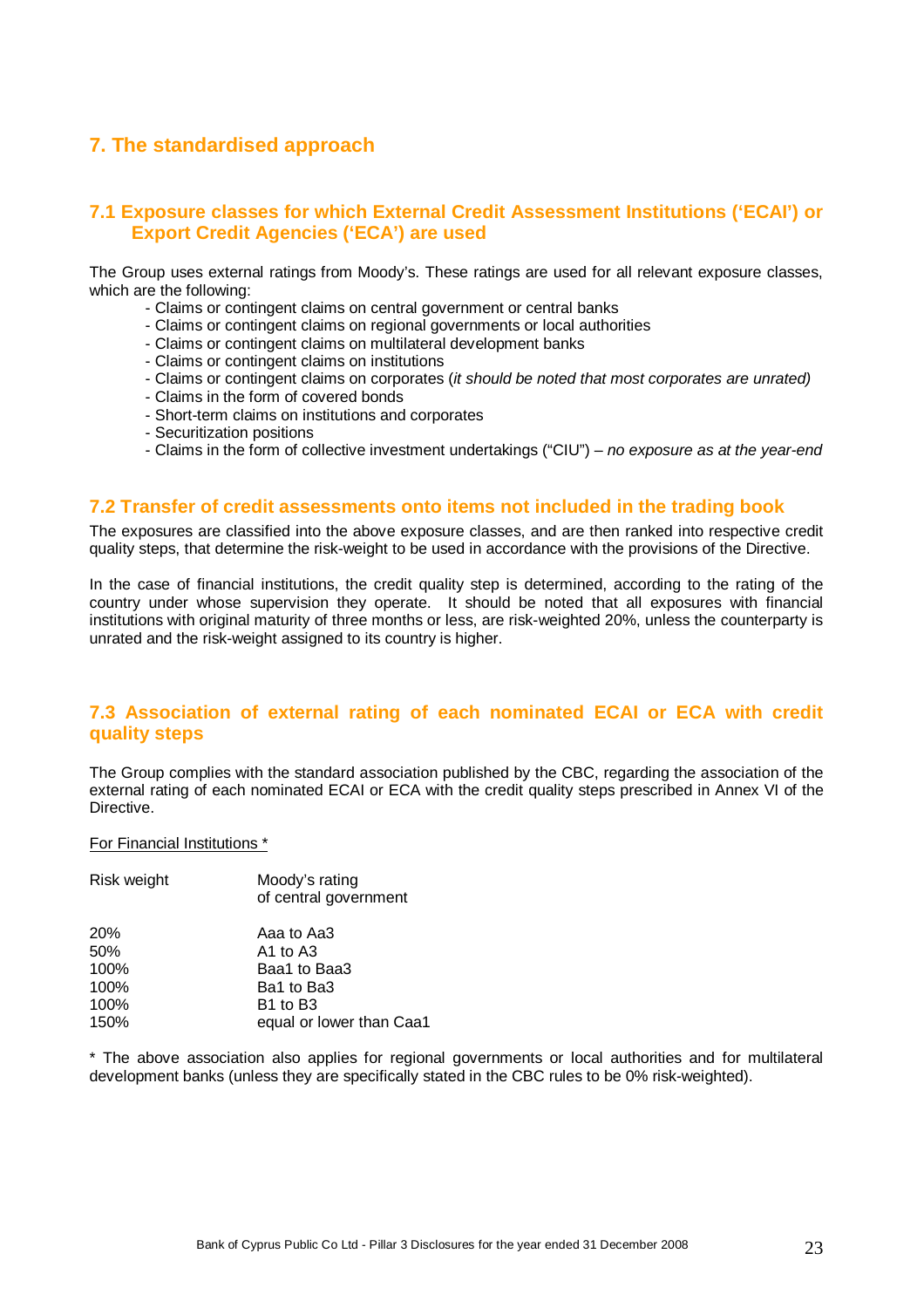# 7. The standardised approach

## 7.1 Exposure classes for which External Credit Assessment Institutions ('ECAI') or Export Credit Agencies ('ECA') are used

The Group uses external ratings from Moody's. These ratings are used for all relevant exposure classes, which are the following:

- Claims or contingent claims on central government or central banks
- Claims or contingent claims on regional governments or local authorities
- Claims or contingent claims on multilateral development banks
- Claims or contingent claims on institutions
- Claims or contingent claims on corporates (*it should be noted that most corporates are unrated)*
- Claims in the form of covered bonds
- Short-term claims on institutions and corporates
- Securitization positions
- Claims in the form of collective investment undertakings ("CIU") – *no exposure as at the year-end*

## 7.2 Transfer of credit assessments onto items not included in the trading book

The exposures are classified into the above exposure classes, and are then ranked into respective credit quality steps, that determine the risk-weight to be used in accordance with the provisions of the Directive.

In the case of financial institutions, the credit quality step is determined, according to the rating of the country under whose supervision they operate. It should be noted that all exposures with financial institutions with original maturity of three months or less, are risk-weighted 20%, unless the counterparty is unrated and the risk-weight assigned to its country is higher.

## 7.3 Association of external rating of each nominated ECAI or ECA with credit quality steps

The Group complies with the standard association published by the CBC, regarding the association of the external rating of each nominated ECAI or ECA with the credit quality steps prescribed in Annex VI of the Directive.

<u>For Financial Institutions *</u>

| Risk weight | Moody's rating of central government |
|---|---|
| 20% | Aaa to Aa3 |
| 50% | A1 to A3 |
| 100% | Baa1 to Baa3 |
| 100% | Ba1 to Ba3 |
| 100% | B1 to B3 |
| 150% | equal or lower than Caa1 |

* The above association also applies for regional governments or local authorities and for multilateral development banks (unless they are specifically stated in the CBC rules to be 0% risk-weighted).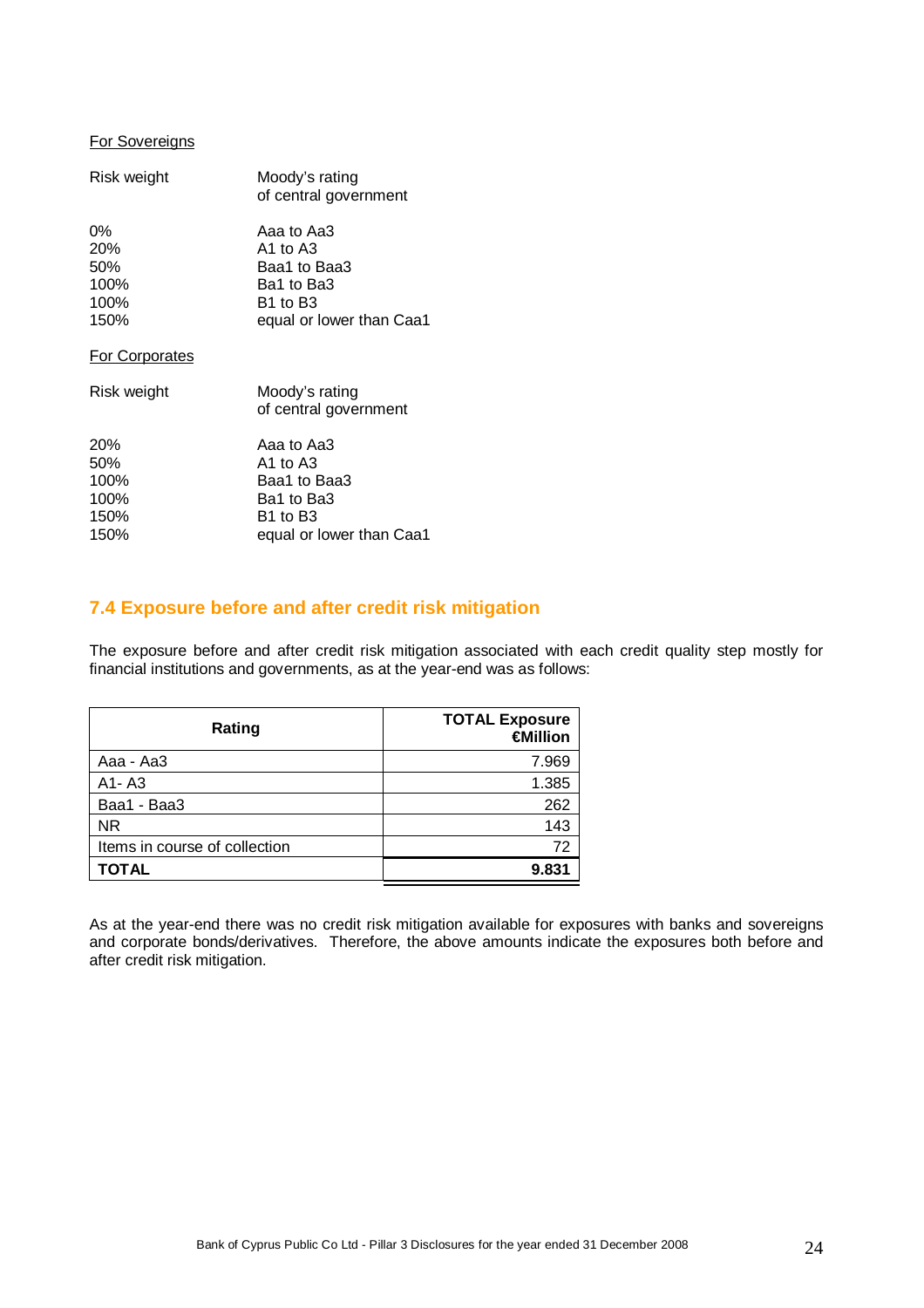For Sovereigns

| Risk weight | Moody's rating of central government |
|---|---|
| 0% | Aaa to Aa3 |
| 20% | A1 to A3 |
| 50% | Baa1 to Baa3 |
| 100% | Ba1 to Ba3 |
| 100% | B1 to B3 |
| 150% | equal or lower than Caa1 |

For Corporates

| Risk weight | Moody's rating of central government |
|---|---|
| 20% | Aaa to Aa3 |
| 50% | A1 to A3 |
| 100% | Baa1 to Baa3 |
| 100% | Ba1 to Ba3 |
| 150% | B1 to B3 |
| 150% | equal or lower than Caa1 |

## 7.4 Exposure before and after credit risk mitigation

The exposure before and after credit risk mitigation associated with each credit quality step mostly for financial institutions and governments, as at the year-end was as follows:

| Rating | TOTAL Exposure €Million |
|---|---:|
| Aaa - Aa3 | 7.969 |
| A1- A3 | 1.385 |
| Baa1 - Baa3 | 262 |
| NR | 143 |
| Items in course of collection | 72 |
| **TOTAL** | **9.831** |

As at the year-end there was no credit risk mitigation available for exposures with banks and sovereigns and corporate bonds/derivatives. Therefore, the above amounts indicate the exposures both before and after credit risk mitigation.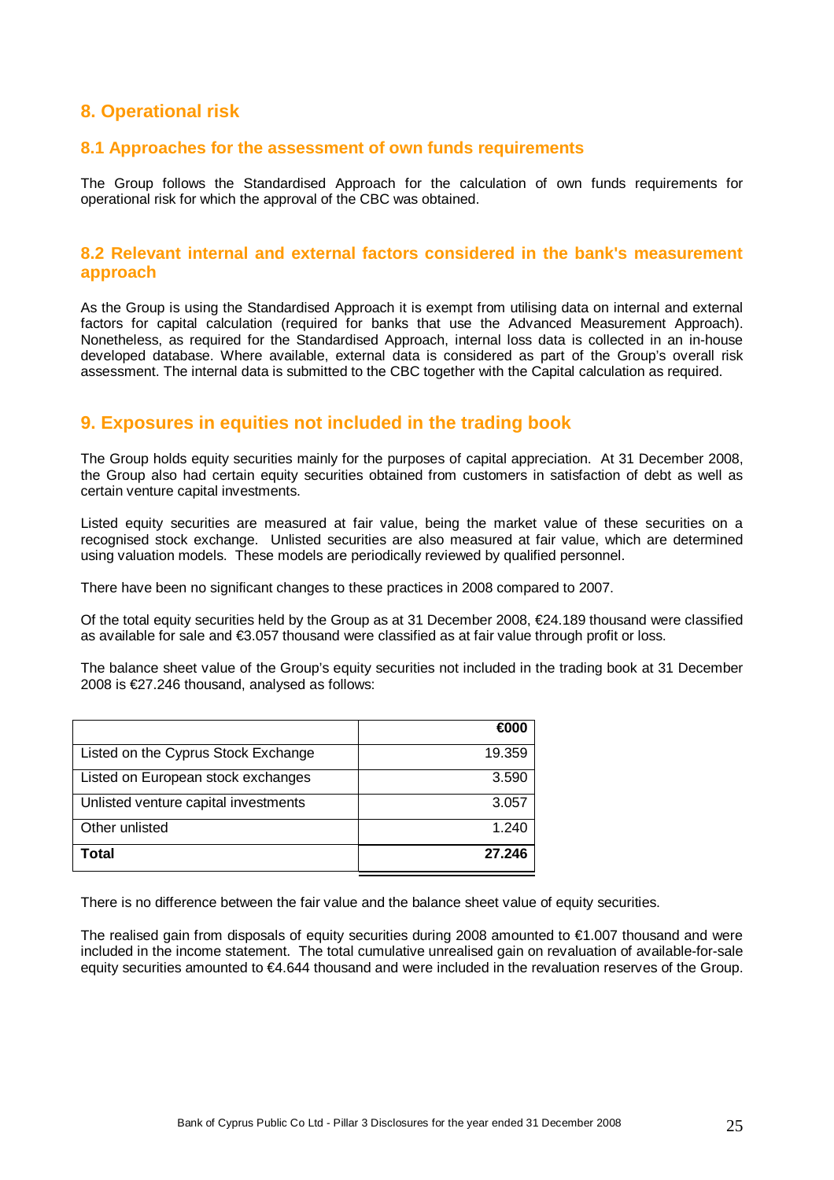## 8. Operational risk

### 8.1 Approaches for the assessment of own funds requirements

The Group follows the Standardised Approach for the calculation of own funds requirements for operational risk for which the approval of the CBC was obtained.

### 8.2 Relevant internal and external factors considered in the bank's measurement approach

As the Group is using the Standardised Approach it is exempt from utilising data on internal and external factors for capital calculation (required for banks that use the Advanced Measurement Approach). Nonetheless, as required for the Standardised Approach, internal loss data is collected in an in-house developed database. Where available, external data is considered as part of the Group's overall risk assessment. The internal data is submitted to the CBC together with the Capital calculation as required.

## 9. Exposures in equities not included in the trading book

The Group holds equity securities mainly for the purposes of capital appreciation. At 31 December 2008, the Group also had certain equity securities obtained from customers in satisfaction of debt as well as certain venture capital investments.

Listed equity securities are measured at fair value, being the market value of these securities on a recognised stock exchange. Unlisted securities are also measured at fair value, which are determined using valuation models. These models are periodically reviewed by qualified personnel.

There have been no significant changes to these practices in 2008 compared to 2007.

Of the total equity securities held by the Group as at 31 December 2008, €24.189 thousand were classified as available for sale and €3.057 thousand were classified as at fair value through profit or loss.

The balance sheet value of the Group's equity securities not included in the trading book at 31 December 2008 is €27.246 thousand, analysed as follows:

| | €000 |
|---|---:|
| Listed on the Cyprus Stock Exchange | 19.359 |
| Listed on European stock exchanges | 3.590 |
| Unlisted venture capital investments | 3.057 |
| Other unlisted | 1.240 |
| **Total** | **27.246** |

There is no difference between the fair value and the balance sheet value of equity securities.

The realised gain from disposals of equity securities during 2008 amounted to €1.007 thousand and were included in the income statement. The total cumulative unrealised gain on revaluation of available-for-sale equity securities amounted to €4.644 thousand and were included in the revaluation reserves of the Group.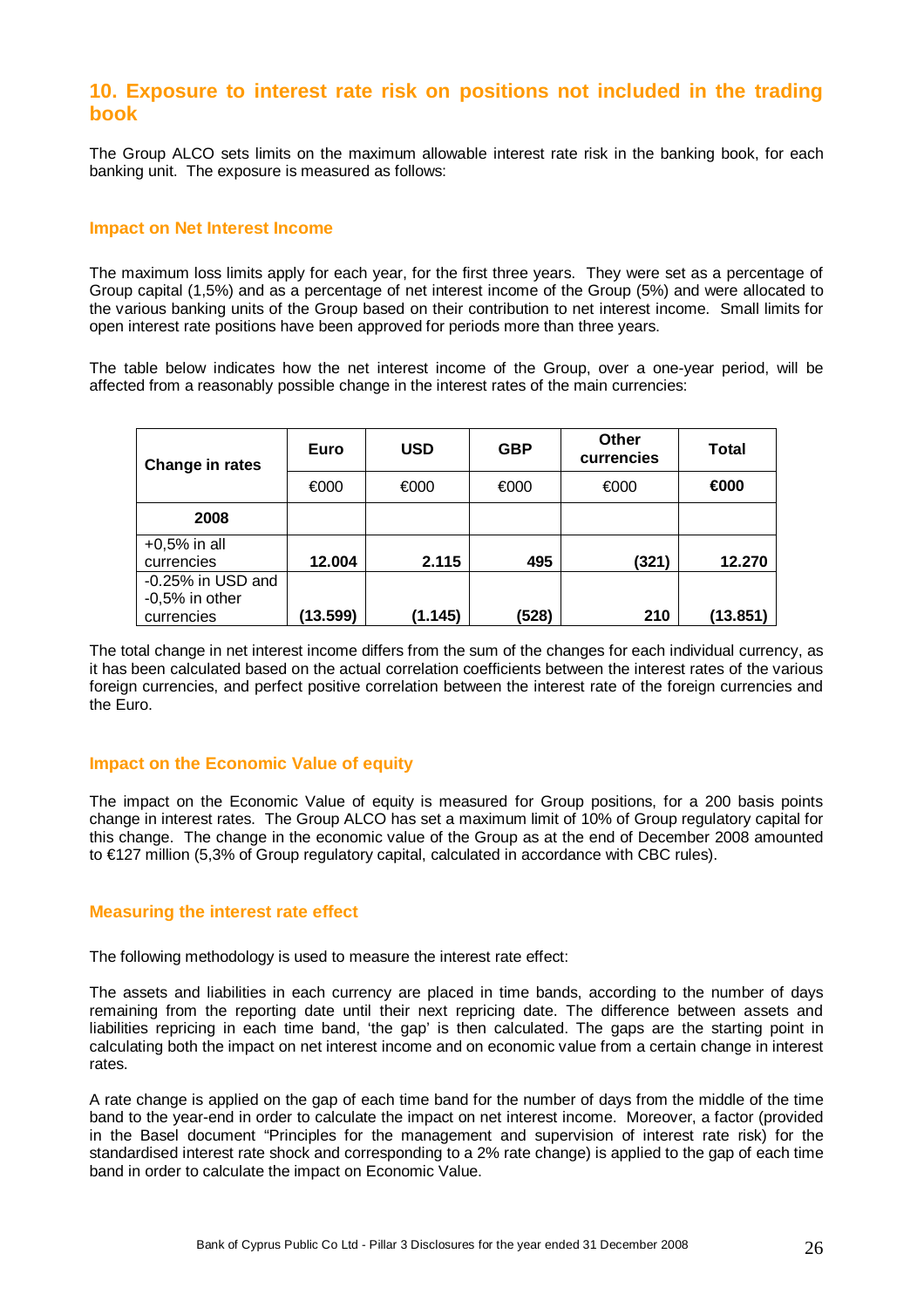## 10. Exposure to interest rate risk on positions not included in the trading book

The Group ALCO sets limits on the maximum allowable interest rate risk in the banking book, for each banking unit. The exposure is measured as follows:

### Impact on Net Interest Income

The maximum loss limits apply for each year, for the first three years. They were set as a percentage of Group capital (1,5%) and as a percentage of net interest income of the Group (5%) and were allocated to the various banking units of the Group based on their contribution to net interest income. Small limits for open interest rate positions have been approved for periods more than three years.

The table below indicates how the net interest income of the Group, over a one-year period, will be affected from a reasonably possible change in the interest rates of the main currencies:

| Change in rates | Euro | USD | GBP | Other currencies | Total |
|---|---|---|---|---|---|
| | €000 | €000 | €000 | €000 | **€000** |
| **2008** | | | | | |
| +0,5% in all currencies | **12.004** | **2.115** | **495** | **(321)** | **12.270** |
| -0.25% in USD and -0,5% in other currencies | **(13.599)** | **(1.145)** | **(528)** | **210** | **(13.851)** |

The total change in net interest income differs from the sum of the changes for each individual currency, as it has been calculated based on the actual correlation coefficients between the interest rates of the various foreign currencies, and perfect positive correlation between the interest rate of the foreign currencies and the Euro.

### Impact on the Economic Value of equity

The impact on the Economic Value of equity is measured for Group positions, for a 200 basis points change in interest rates. The Group ALCO has set a maximum limit of 10% of Group regulatory capital for this change. The change in the economic value of the Group as at the end of December 2008 amounted to €127 million (5,3% of Group regulatory capital, calculated in accordance with CBC rules).

### Measuring the interest rate effect

The following methodology is used to measure the interest rate effect:

The assets and liabilities in each currency are placed in time bands, according to the number of days remaining from the reporting date until their next repricing date. The difference between assets and liabilities repricing in each time band, 'the gap' is then calculated. The gaps are the starting point in calculating both the impact on net interest income and on economic value from a certain change in interest rates.

A rate change is applied on the gap of each time band for the number of days from the middle of the time band to the year-end in order to calculate the impact on net interest income. Moreover, a factor (provided in the Basel document "Principles for the management and supervision of interest rate risk) for the standardised interest rate shock and corresponding to a 2% rate change) is applied to the gap of each time band in order to calculate the impact on Economic Value.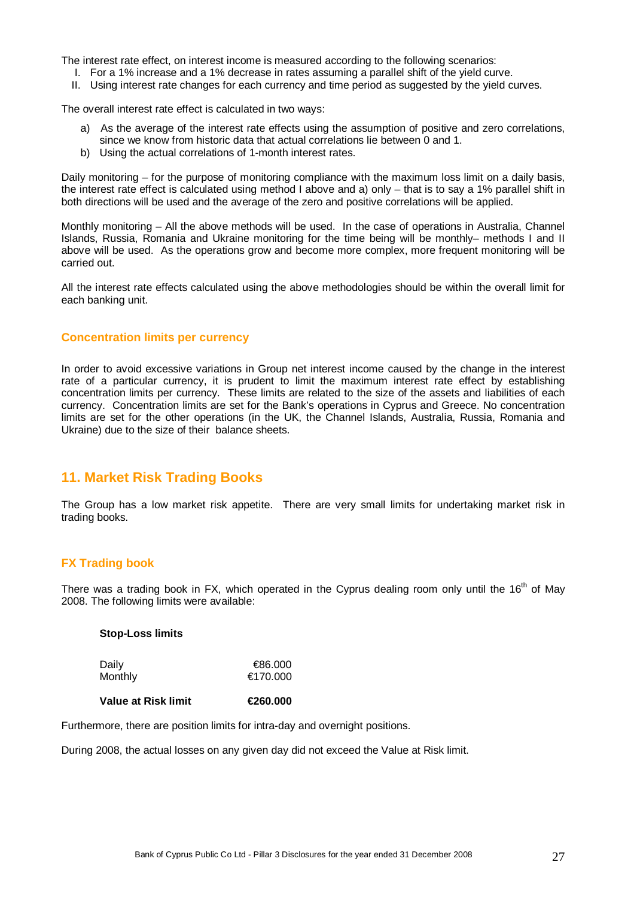The interest rate effect, on interest income is measured according to the following scenarios:

I. For a 1% increase and a 1% decrease in rates assuming a parallel shift of the yield curve.
II. Using interest rate changes for each currency and time period as suggested by the yield curves.

The overall interest rate effect is calculated in two ways:

a) As the average of the interest rate effects using the assumption of positive and zero correlations, since we know from historic data that actual correlations lie between 0 and 1.
b) Using the actual correlations of 1-month interest rates.

Daily monitoring – for the purpose of monitoring compliance with the maximum loss limit on a daily basis, the interest rate effect is calculated using method I above and a) only – that is to say a 1% parallel shift in both directions will be used and the average of the zero and positive correlations will be applied.

Monthly monitoring – All the above methods will be used. In the case of operations in Australia, Channel Islands, Russia, Romania and Ukraine monitoring for the time being will be monthly– methods I and II above will be used. As the operations grow and become more complex, more frequent monitoring will be carried out.

All the interest rate effects calculated using the above methodologies should be within the overall limit for each banking unit.

### Concentration limits per currency

In order to avoid excessive variations in Group net interest income caused by the change in the interest rate of a particular currency, it is prudent to limit the maximum interest rate effect by establishing concentration limits per currency. These limits are related to the size of the assets and liabilities of each currency. Concentration limits are set for the Bank's operations in Cyprus and Greece. No concentration limits are set for the other operations (in the UK, the Channel Islands, Australia, Russia, Romania and Ukraine) due to the size of their balance sheets.

## 11. Market Risk Trading Books

The Group has a low market risk appetite. There are very small limits for undertaking market risk in trading books.

### FX Trading book

There was a trading book in FX, which operated in the Cyprus dealing room only until the 16th of May 2008. The following limits were available:

**Stop-Loss limits**

| | |
|---|---|
| Daily | €86.000 |
| Monthly | €170.000 |
| **Value at Risk limit** | **€260.000** |

Furthermore, there are position limits for intra-day and overnight positions.

During 2008, the actual losses on any given day did not exceed the Value at Risk limit.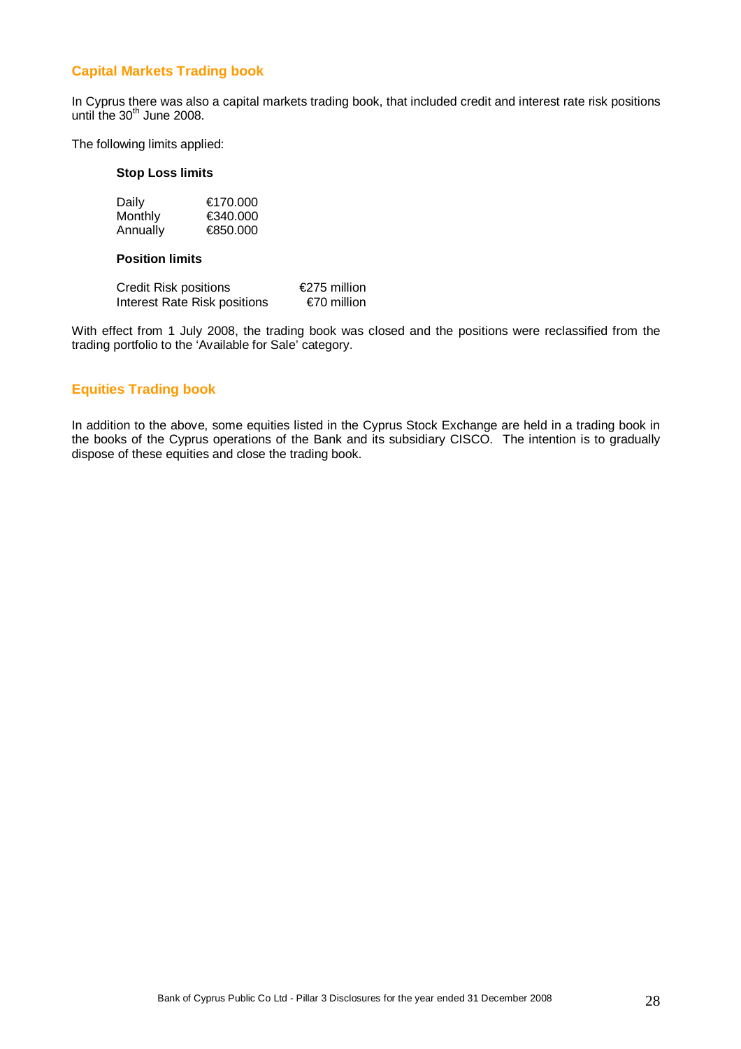## Capital Markets Trading book

In Cyprus there was also a capital markets trading book, that included credit and interest rate risk positions until the 30th June 2008.

The following limits applied:

**Stop Loss limits**

| | |
|---|---|
| Daily | €170.000 |
| Monthly | €340.000 |
| Annually | €850.000 |

**Position limits**

| | |
|---|---|
| Credit Risk positions | €275 million |
| Interest Rate Risk positions | €70 million |

With effect from 1 July 2008, the trading book was closed and the positions were reclassified from the trading portfolio to the 'Available for Sale' category.

## Equities Trading book

In addition to the above, some equities listed in the Cyprus Stock Exchange are held in a trading book in the books of the Cyprus operations of the Bank and its subsidiary CISCO. The intention is to gradually dispose of these equities and close the trading book.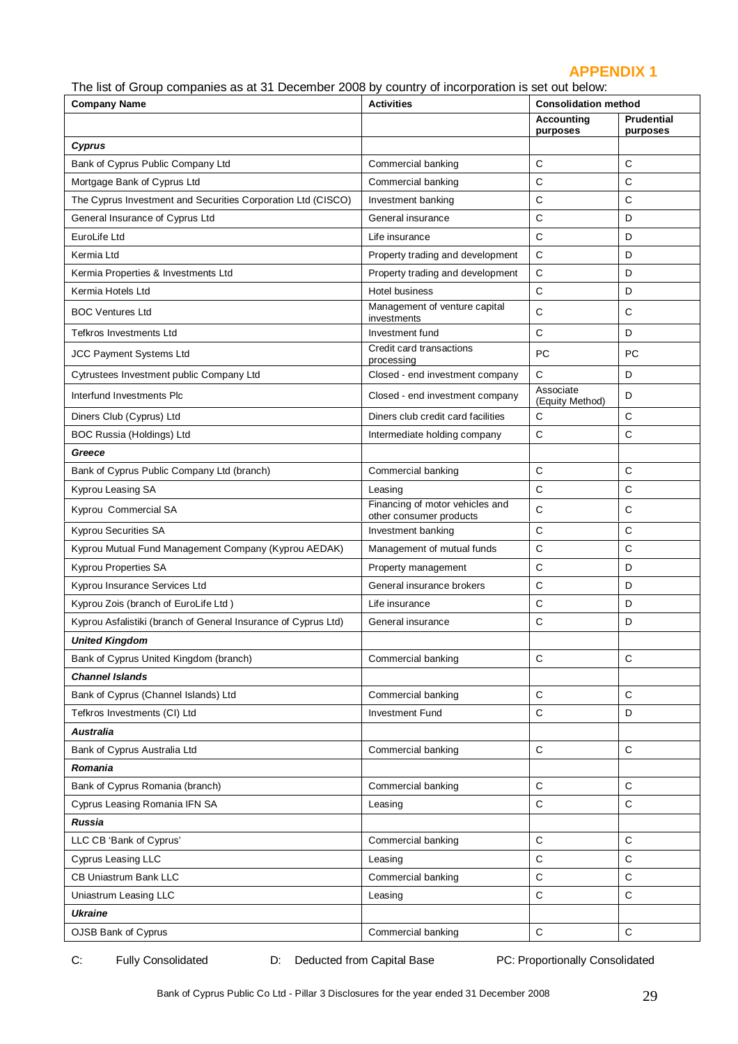## APPENDIX 1

The list of Group companies as at 31 December 2008 by country of incorporation is set out below:

| Company Name | Activities | Consolidation method | |
|---|---|---|---|
| | | Accounting purposes | Prudential purposes |
| ***Cyprus*** | | | |
| Bank of Cyprus Public Company Ltd | Commercial banking | C | C |
| Mortgage Bank of Cyprus Ltd | Commercial banking | C | C |
| The Cyprus Investment and Securities Corporation Ltd (CISCO) | Investment banking | C | C |
| General Insurance of Cyprus Ltd | General insurance | C | D |
| EuroLife Ltd | Life insurance | C | D |
| Kermia Ltd | Property trading and development | C | D |
| Kermia Properties & Investments Ltd | Property trading and development | C | D |
| Kermia Hotels Ltd | Hotel business | C | D |
| BOC Ventures Ltd | Management of venture capital investments | C | C |
| Tefkros Investments Ltd | Investment fund | C | D |
| JCC Payment Systems Ltd | Credit card transactions processing | PC | PC |
| Cytrustees Investment public Company Ltd | Closed - end investment company | C | D |
| Interfund Investments Plc | Closed - end investment company | Associate (Equity Method) | D |
| Diners Club (Cyprus) Ltd | Diners club credit card facilities | C | C |
| BOC Russia (Holdings) Ltd | Intermediate holding company | C | C |
| ***Greece*** | | | |
| Bank of Cyprus Public Company Ltd (branch) | Commercial banking | C | C |
| Kyprou Leasing SA | Leasing | C | C |
| Kyprou Commercial SA | Financing of motor vehicles and other consumer products | C | C |
| Kyprou Securities SA | Investment banking | C | C |
| Kyprou Mutual Fund Management Company (Kyprou AEDAK) | Management of mutual funds | C | C |
| Kyprou Properties SA | Property management | C | D |
| Kyprou Insurance Services Ltd | General insurance brokers | C | D |
| Kyprou Zois (branch of EuroLife Ltd ) | Life insurance | C | D |
| Kyprou Asfalistiki (branch of General Insurance of Cyprus Ltd) | General insurance | C | D |
| ***United Kingdom*** | | | |
| Bank of Cyprus United Kingdom (branch) | Commercial banking | C | C |
| ***Channel Islands*** | | | |
| Bank of Cyprus (Channel Islands) Ltd | Commercial banking | C | C |
| Tefkros Investments (CI) Ltd | Investment Fund | C | D |
| ***Australia*** | | | |
| Bank of Cyprus Australia Ltd | Commercial banking | C | C |
| ***Romania*** | | | |
| Bank of Cyprus Romania (branch) | Commercial banking | C | C |
| Cyprus Leasing Romania IFN SA | Leasing | C | C |
| ***Russia*** | | | |
| LLC CB 'Bank of Cyprus' | Commercial banking | C | C |
| Cyprus Leasing LLC | Leasing | C | C |
| CB Uniastrum Bank LLC | Commercial banking | C | C |
| Uniastrum Leasing LLC | Leasing | C | C |
| ***Ukraine*** | | | |
| OJSB Bank of Cyprus | Commercial banking | C | C |

C: Fully Consolidated D: Deducted from Capital Base PC: Proportionally Consolidated